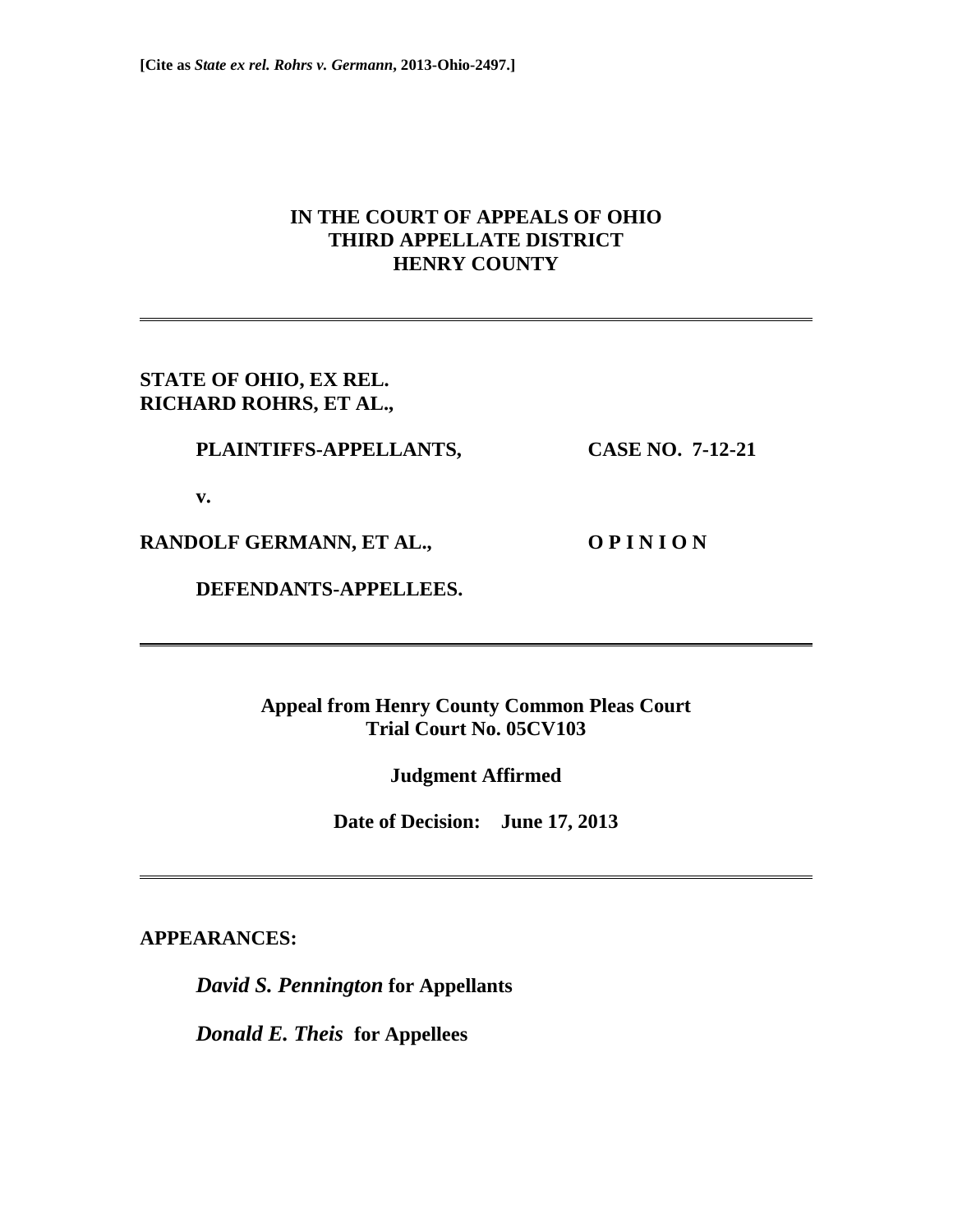**[Cite as *State ex rel. Rohrs v. Germann*, 2013-Ohio-2497.]**

# IN THE COURT OF APPEALS OF OHIO
# THIRD APPELLATE DISTRICT
# HENRY COUNTY

---

**STATE OF OHIO, EX REL.**
**RICHARD ROHRS, ET AL.,**

**PLAINTIFFS-APPELLANTS,** **CASE NO. 7-12-21**

**v.**

**RANDOLF GERMANN, ET AL.,** **O P I N I O N**

**DEFENDANTS-APPELLEES.**

---

**Appeal from Henry County Common Pleas Court**
**Trial Court No. 05CV103**

**Judgment Affirmed**

**Date of Decision: June 17, 2013**

---

**APPEARANCES:**

***David S. Pennington*** **for Appellants**

***Donald E. Theis*** **for Appellees**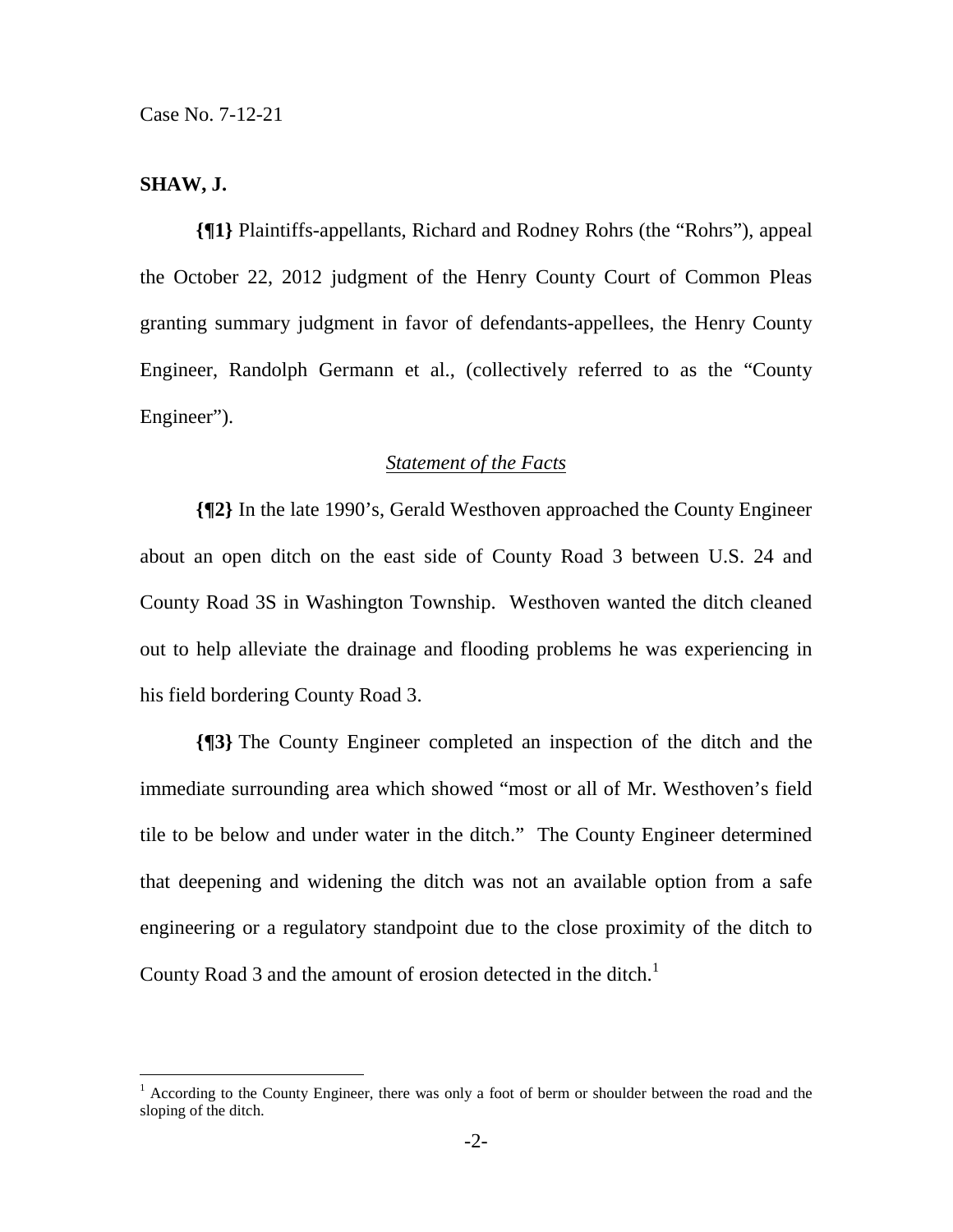Case No. 7-12-21

**SHAW, J.**

**{¶1}** Plaintiffs-appellants, Richard and Rodney Rohrs (the "Rohrs"), appeal the October 22, 2012 judgment of the Henry County Court of Common Pleas granting summary judgment in favor of defendants-appellees, the Henry County Engineer, Randolph Germann et al., (collectively referred to as the "County Engineer").

*Statement of the Facts*

**{¶2}** In the late 1990's, Gerald Westhoven approached the County Engineer about an open ditch on the east side of County Road 3 between U.S. 24 and County Road 3S in Washington Township. Westhoven wanted the ditch cleaned out to help alleviate the drainage and flooding problems he was experiencing in his field bordering County Road 3.

**{¶3}** The County Engineer completed an inspection of the ditch and the immediate surrounding area which showed "most or all of Mr. Westhoven's field tile to be below and under water in the ditch." The County Engineer determined that deepening and widening the ditch was not an available option from a safe engineering or a regulatory standpoint due to the close proximity of the ditch to County Road 3 and the amount of erosion detected in the ditch.[1]

---

[1] According to the County Engineer, there was only a foot of berm or shoulder between the road and the sloping of the ditch.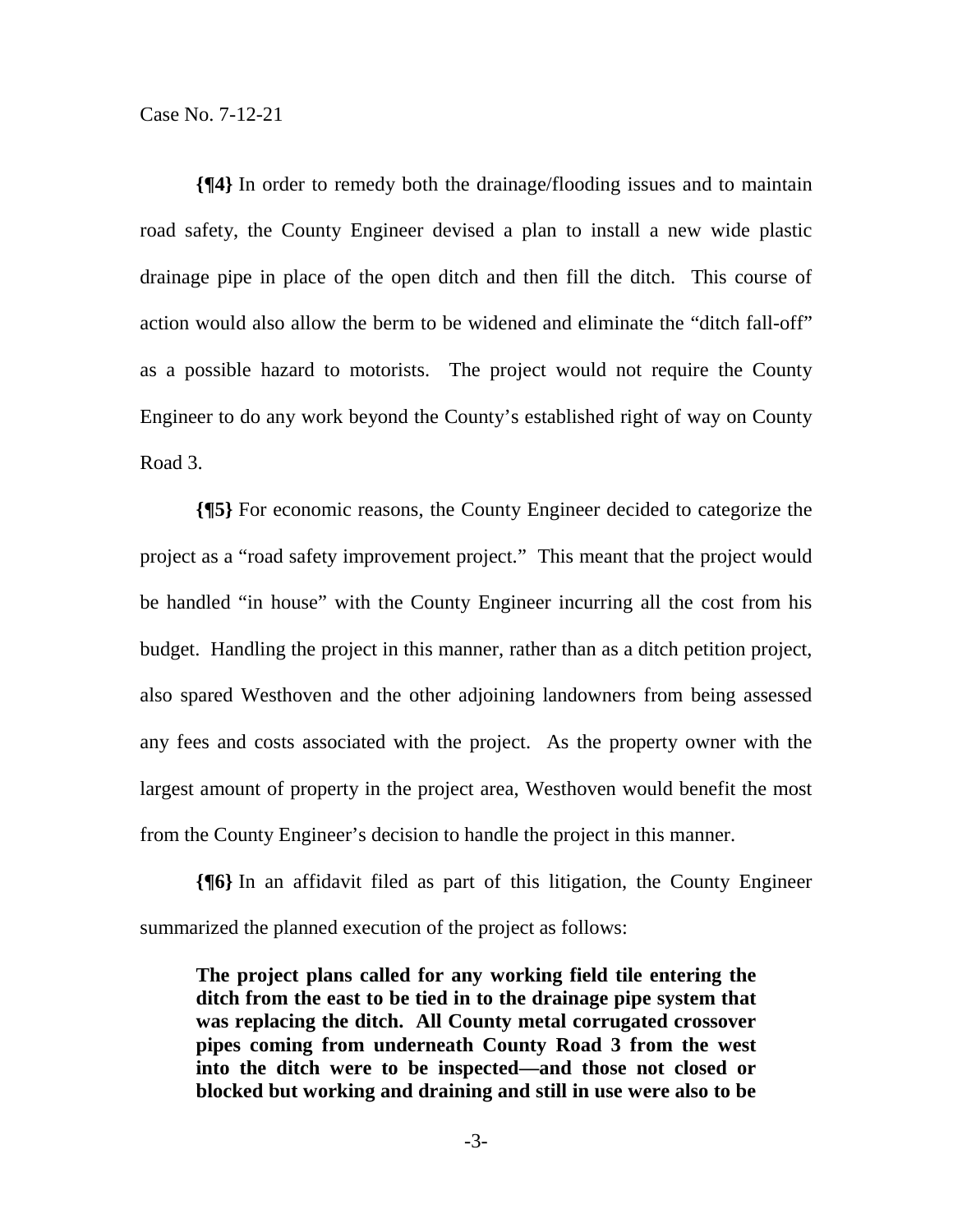**{¶4}** In order to remedy both the drainage/flooding issues and to maintain road safety, the County Engineer devised a plan to install a new wide plastic drainage pipe in place of the open ditch and then fill the ditch. This course of action would also allow the berm to be widened and eliminate the "ditch fall-off" as a possible hazard to motorists. The project would not require the County Engineer to do any work beyond the County's established right of way on County Road 3.

**{¶5}** For economic reasons, the County Engineer decided to categorize the project as a "road safety improvement project." This meant that the project would be handled "in house" with the County Engineer incurring all the cost from his budget. Handling the project in this manner, rather than as a ditch petition project, also spared Westhoven and the other adjoining landowners from being assessed any fees and costs associated with the project. As the property owner with the largest amount of property in the project area, Westhoven would benefit the most from the County Engineer's decision to handle the project in this manner.

**{¶6}** In an affidavit filed as part of this litigation, the County Engineer summarized the planned execution of the project as follows:

> **The project plans called for any working field tile entering the ditch from the east to be tied in to the drainage pipe system that was replacing the ditch. All County metal corrugated crossover pipes coming from underneath County Road 3 from the west into the ditch were to be inspected—and those not closed or blocked but working and draining and still in use were also to be**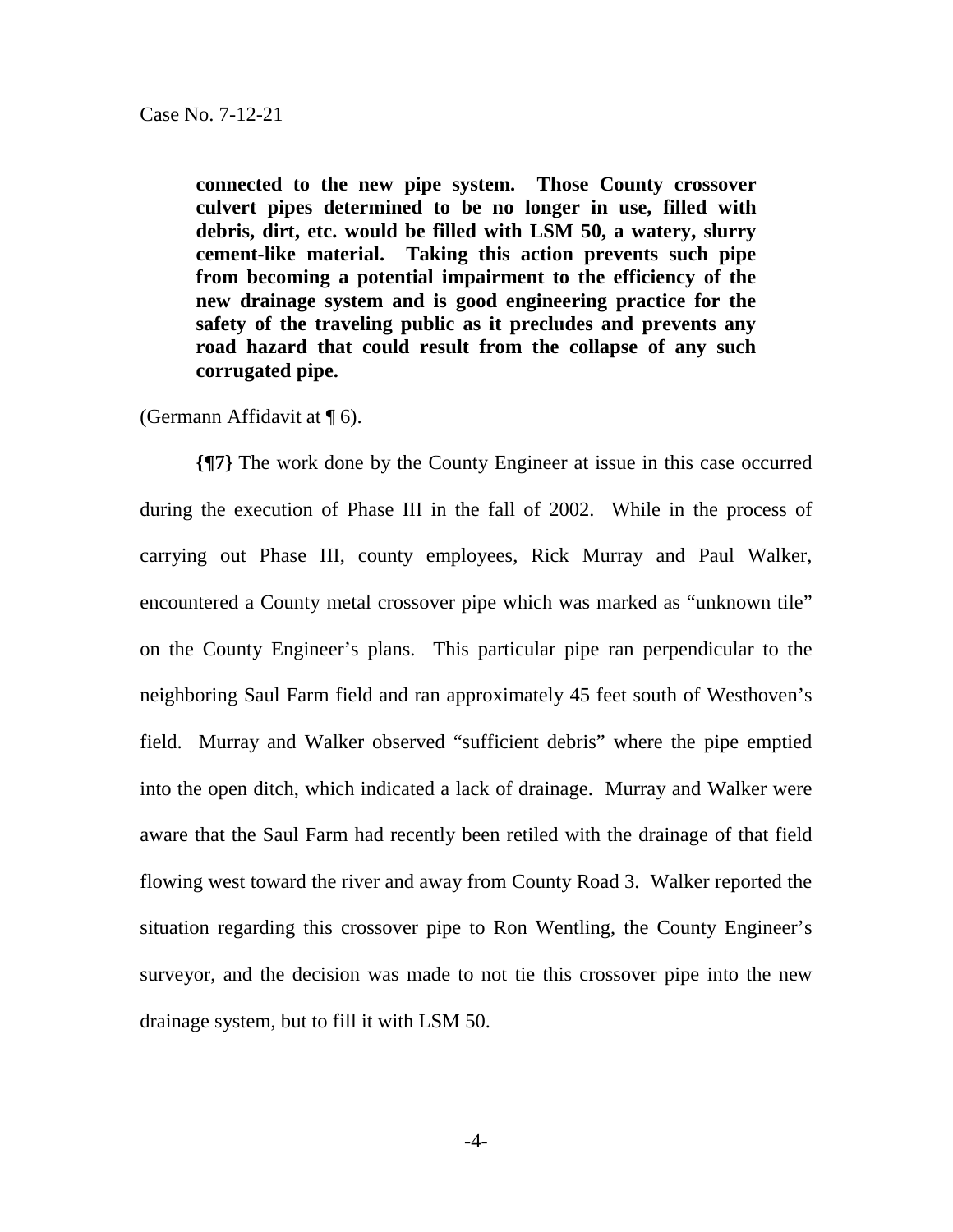> **connected to the new pipe system. Those County crossover culvert pipes determined to be no longer in use, filled with debris, dirt, etc. would be filled with LSM 50, a watery, slurry cement-like material. Taking this action prevents such pipe from becoming a potential impairment to the efficiency of the new drainage system and is good engineering practice for the safety of the traveling public as it precludes and prevents any road hazard that could result from the collapse of any such corrugated pipe.**

(Germann Affidavit at ¶ 6).

**{¶7}** The work done by the County Engineer at issue in this case occurred during the execution of Phase III in the fall of 2002. While in the process of carrying out Phase III, county employees, Rick Murray and Paul Walker, encountered a County metal crossover pipe which was marked as "unknown tile" on the County Engineer's plans. This particular pipe ran perpendicular to the neighboring Saul Farm field and ran approximately 45 feet south of Westhoven's field. Murray and Walker observed "sufficient debris" where the pipe emptied into the open ditch, which indicated a lack of drainage. Murray and Walker were aware that the Saul Farm had recently been retiled with the drainage of that field flowing west toward the river and away from County Road 3. Walker reported the situation regarding this crossover pipe to Ron Wentling, the County Engineer's surveyor, and the decision was made to not tie this crossover pipe into the new drainage system, but to fill it with LSM 50.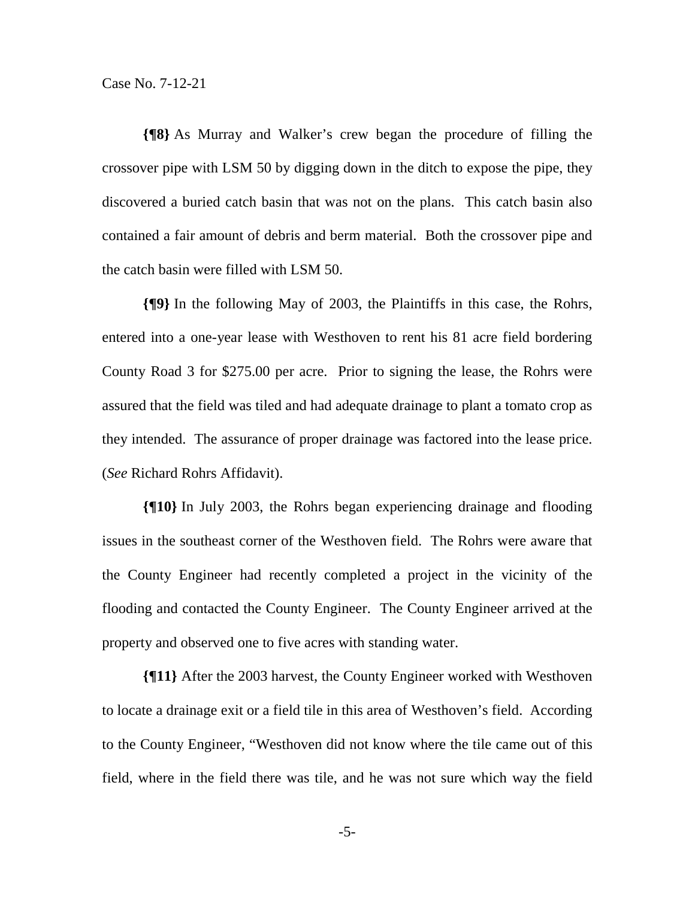**{¶8}** As Murray and Walker's crew began the procedure of filling the crossover pipe with LSM 50 by digging down in the ditch to expose the pipe, they discovered a buried catch basin that was not on the plans. This catch basin also contained a fair amount of debris and berm material. Both the crossover pipe and the catch basin were filled with LSM 50.

**{¶9}** In the following May of 2003, the Plaintiffs in this case, the Rohrs, entered into a one-year lease with Westhoven to rent his 81 acre field bordering County Road 3 for $275.00 per acre. Prior to signing the lease, the Rohrs were assured that the field was tiled and had adequate drainage to plant a tomato crop as they intended. The assurance of proper drainage was factored into the lease price. (*See* Richard Rohrs Affidavit).

**{¶10}** In July 2003, the Rohrs began experiencing drainage and flooding issues in the southeast corner of the Westhoven field. The Rohrs were aware that the County Engineer had recently completed a project in the vicinity of the flooding and contacted the County Engineer. The County Engineer arrived at the property and observed one to five acres with standing water.

**{¶11}** After the 2003 harvest, the County Engineer worked with Westhoven to locate a drainage exit or a field tile in this area of Westhoven's field. According to the County Engineer, "Westhoven did not know where the tile came out of this field, where in the field there was tile, and he was not sure which way the field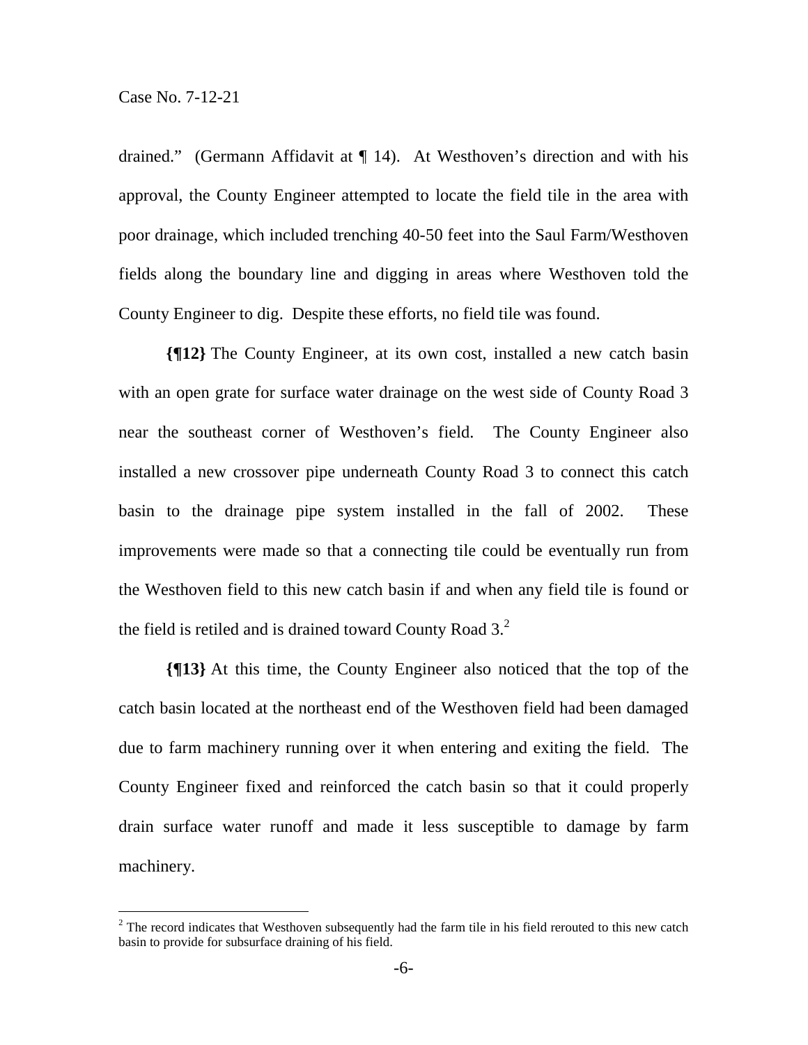drained." (Germann Affidavit at ¶ 14). At Westhoven's direction and with his approval, the County Engineer attempted to locate the field tile in the area with poor drainage, which included trenching 40-50 feet into the Saul Farm/Westhoven fields along the boundary line and digging in areas where Westhoven told the County Engineer to dig. Despite these efforts, no field tile was found.

**{¶12}** The County Engineer, at its own cost, installed a new catch basin with an open grate for surface water drainage on the west side of County Road 3 near the southeast corner of Westhoven's field. The County Engineer also installed a new crossover pipe underneath County Road 3 to connect this catch basin to the drainage pipe system installed in the fall of 2002. These improvements were made so that a connecting tile could be eventually run from the Westhoven field to this new catch basin if and when any field tile is found or the field is retiled and is drained toward County Road 3.[2]

**{¶13}** At this time, the County Engineer also noticed that the top of the catch basin located at the northeast end of the Westhoven field had been damaged due to farm machinery running over it when entering and exiting the field. The County Engineer fixed and reinforced the catch basin so that it could properly drain surface water runoff and made it less susceptible to damage by farm machinery.

---

[2] The record indicates that Westhoven subsequently had the farm tile in his field rerouted to this new catch basin to provide for subsurface draining of his field.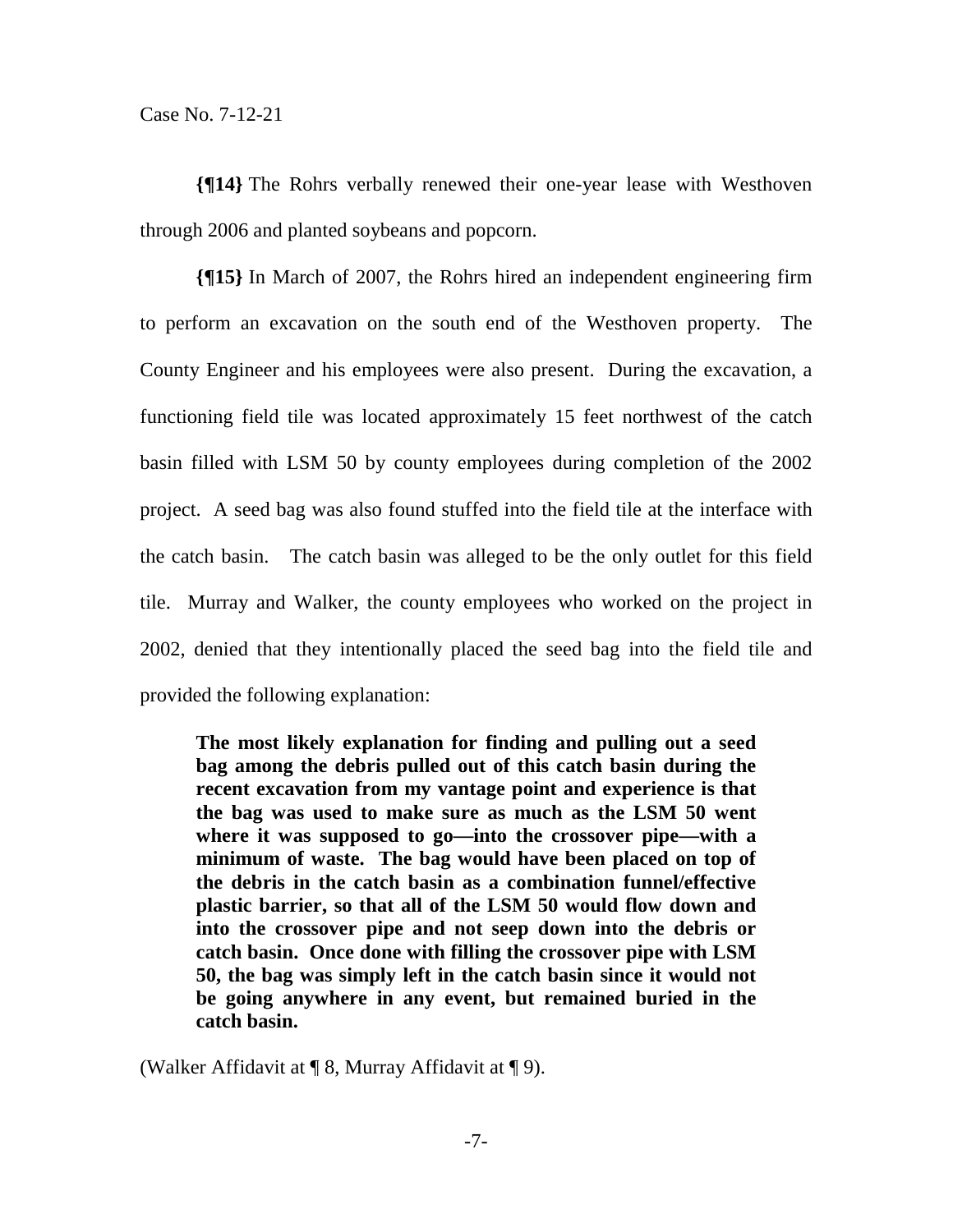**{¶14}** The Rohrs verbally renewed their one-year lease with Westhoven through 2006 and planted soybeans and popcorn.

**{¶15}** In March of 2007, the Rohrs hired an independent engineering firm to perform an excavation on the south end of the Westhoven property. The County Engineer and his employees were also present. During the excavation, a functioning field tile was located approximately 15 feet northwest of the catch basin filled with LSM 50 by county employees during completion of the 2002 project. A seed bag was also found stuffed into the field tile at the interface with the catch basin. The catch basin was alleged to be the only outlet for this field tile. Murray and Walker, the county employees who worked on the project in 2002, denied that they intentionally placed the seed bag into the field tile and provided the following explanation:

> **The most likely explanation for finding and pulling out a seed bag among the debris pulled out of this catch basin during the recent excavation from my vantage point and experience is that the bag was used to make sure as much as the LSM 50 went where it was supposed to go—into the crossover pipe—with a minimum of waste. The bag would have been placed on top of the debris in the catch basin as a combination funnel/effective plastic barrier, so that all of the LSM 50 would flow down and into the crossover pipe and not seep down into the debris or catch basin. Once done with filling the crossover pipe with LSM 50, the bag was simply left in the catch basin since it would not be going anywhere in any event, but remained buried in the catch basin.**

(Walker Affidavit at ¶ 8, Murray Affidavit at ¶ 9).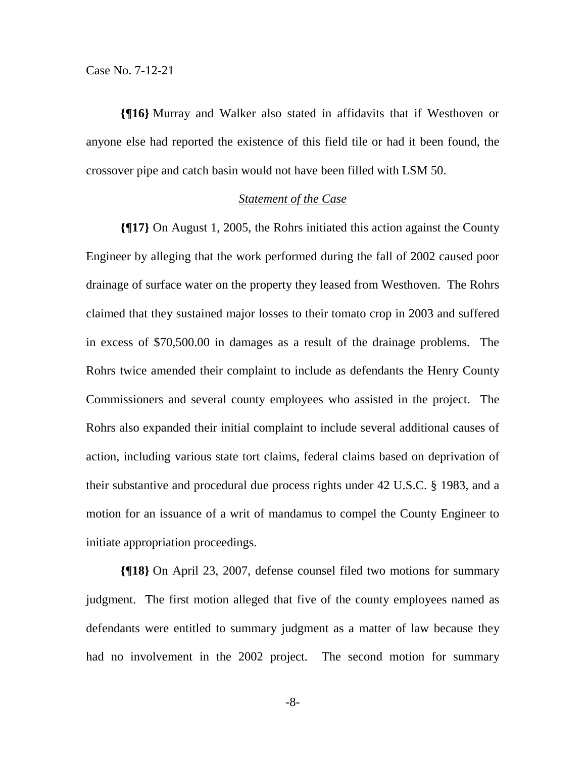**{¶16}** Murray and Walker also stated in affidavits that if Westhoven or anyone else had reported the existence of this field tile or had it been found, the crossover pipe and catch basin would not have been filled with LSM 50.

### *Statement of the Case*

**{¶17}** On August 1, 2005, the Rohrs initiated this action against the County Engineer by alleging that the work performed during the fall of 2002 caused poor drainage of surface water on the property they leased from Westhoven. The Rohrs claimed that they sustained major losses to their tomato crop in 2003 and suffered in excess of $70,500.00 in damages as a result of the drainage problems. The Rohrs twice amended their complaint to include as defendants the Henry County Commissioners and several county employees who assisted in the project. The Rohrs also expanded their initial complaint to include several additional causes of action, including various state tort claims, federal claims based on deprivation of their substantive and procedural due process rights under 42 U.S.C. § 1983, and a motion for an issuance of a writ of mandamus to compel the County Engineer to initiate appropriation proceedings.

**{¶18}** On April 23, 2007, defense counsel filed two motions for summary judgment. The first motion alleged that five of the county employees named as defendants were entitled to summary judgment as a matter of law because they had no involvement in the 2002 project. The second motion for summary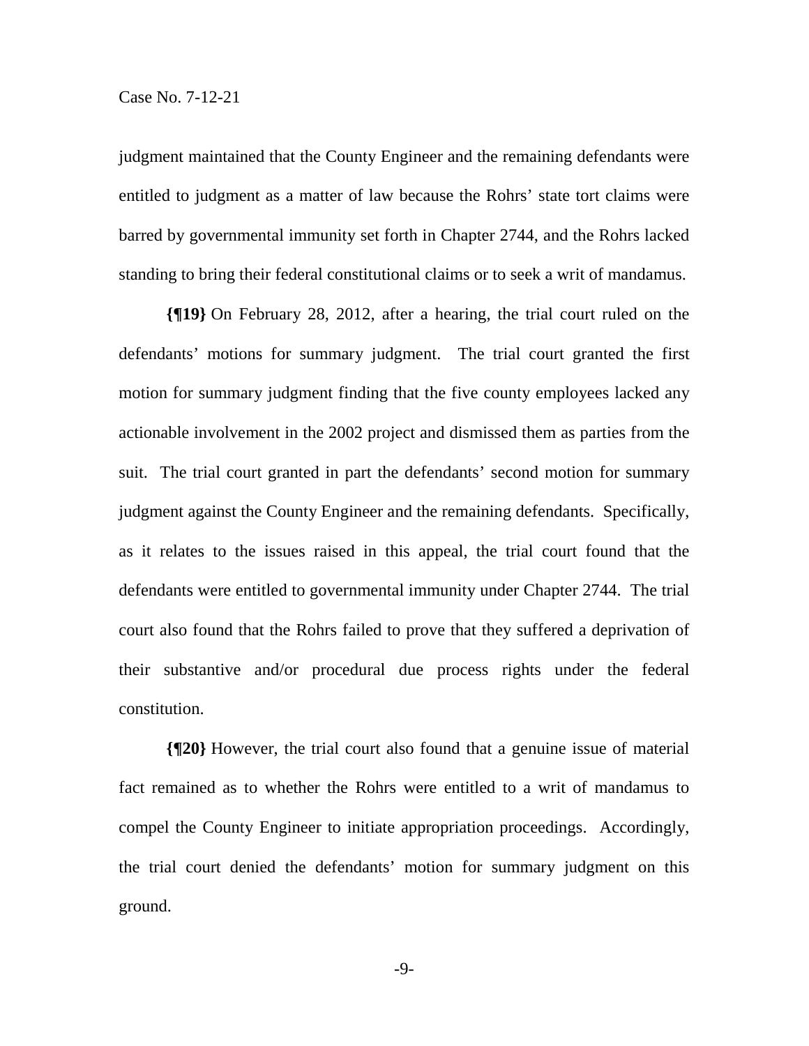judgment maintained that the County Engineer and the remaining defendants were entitled to judgment as a matter of law because the Rohrs' state tort claims were barred by governmental immunity set forth in Chapter 2744, and the Rohrs lacked standing to bring their federal constitutional claims or to seek a writ of mandamus.

**{¶19}** On February 28, 2012, after a hearing, the trial court ruled on the defendants' motions for summary judgment. The trial court granted the first motion for summary judgment finding that the five county employees lacked any actionable involvement in the 2002 project and dismissed them as parties from the suit. The trial court granted in part the defendants' second motion for summary judgment against the County Engineer and the remaining defendants. Specifically, as it relates to the issues raised in this appeal, the trial court found that the defendants were entitled to governmental immunity under Chapter 2744. The trial court also found that the Rohrs failed to prove that they suffered a deprivation of their substantive and/or procedural due process rights under the federal constitution.

**{¶20}** However, the trial court also found that a genuine issue of material fact remained as to whether the Rohrs were entitled to a writ of mandamus to compel the County Engineer to initiate appropriation proceedings. Accordingly, the trial court denied the defendants' motion for summary judgment on this ground.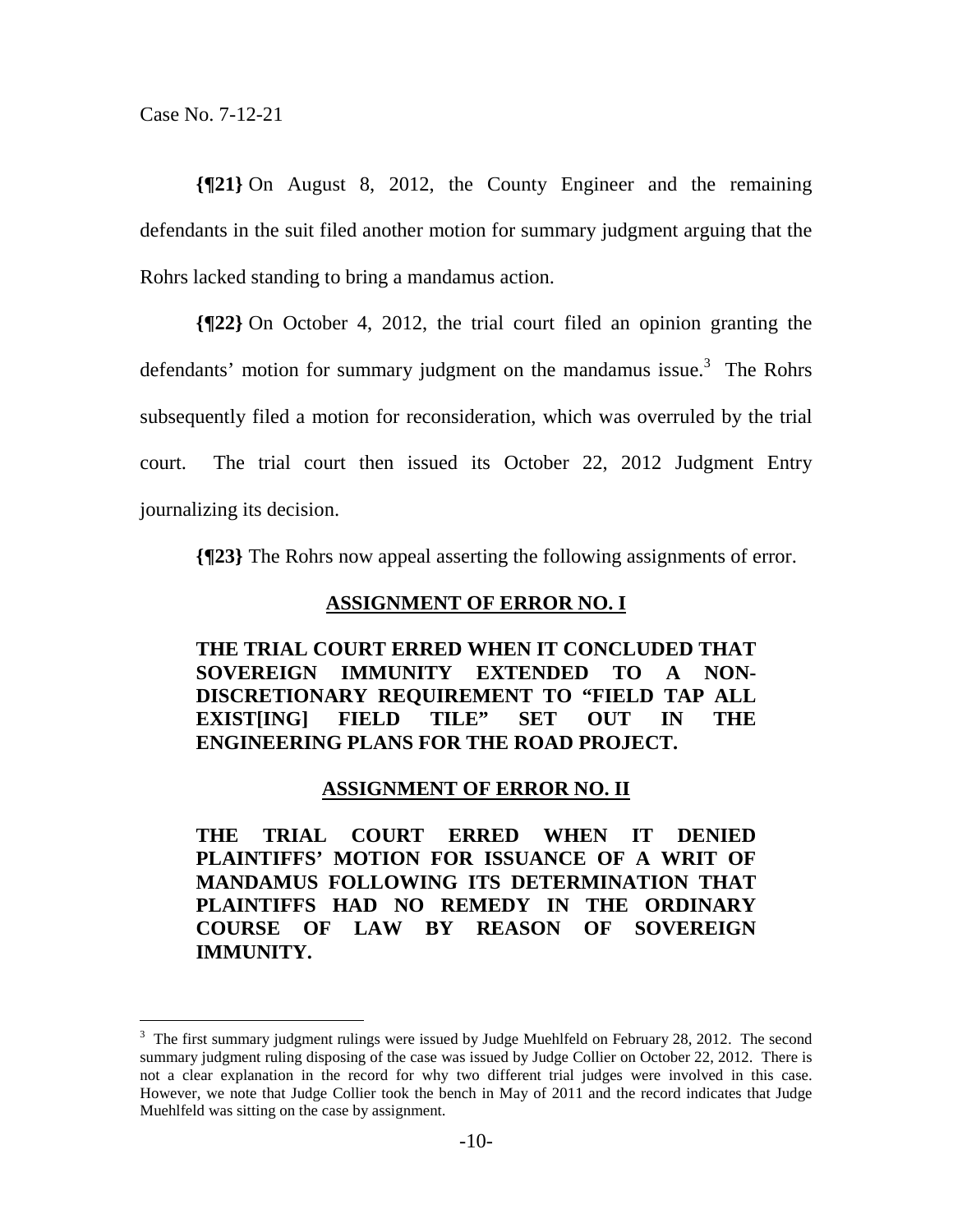**{¶21}** On August 8, 2012, the County Engineer and the remaining defendants in the suit filed another motion for summary judgment arguing that the Rohrs lacked standing to bring a mandamus action.

**{¶22}** On October 4, 2012, the trial court filed an opinion granting the defendants' motion for summary judgment on the mandamus issue.[3] The Rohrs subsequently filed a motion for reconsideration, which was overruled by the trial court. The trial court then issued its October 22, 2012 Judgment Entry journalizing its decision.

**{¶23}** The Rohrs now appeal asserting the following assignments of error.

**ASSIGNMENT OF ERROR NO. I**

**THE TRIAL COURT ERRED WHEN IT CONCLUDED THAT SOVEREIGN IMMUNITY EXTENDED TO A NON-DISCRETIONARY REQUIREMENT TO "FIELD TAP ALL EXIST[ING] FIELD TILE" SET OUT IN THE ENGINEERING PLANS FOR THE ROAD PROJECT.**

**ASSIGNMENT OF ERROR NO. II**

**THE TRIAL COURT ERRED WHEN IT DENIED PLAINTIFFS' MOTION FOR ISSUANCE OF A WRIT OF MANDAMUS FOLLOWING ITS DETERMINATION THAT PLAINTIFFS HAD NO REMEDY IN THE ORDINARY COURSE OF LAW BY REASON OF SOVEREIGN IMMUNITY.**

---

[3] The first summary judgment rulings were issued by Judge Muehlfeld on February 28, 2012. The second summary judgment ruling disposing of the case was issued by Judge Collier on October 22, 2012. There is not a clear explanation in the record for why two different trial judges were involved in this case. However, we note that Judge Collier took the bench in May of 2011 and the record indicates that Judge Muehlfeld was sitting on the case by assignment.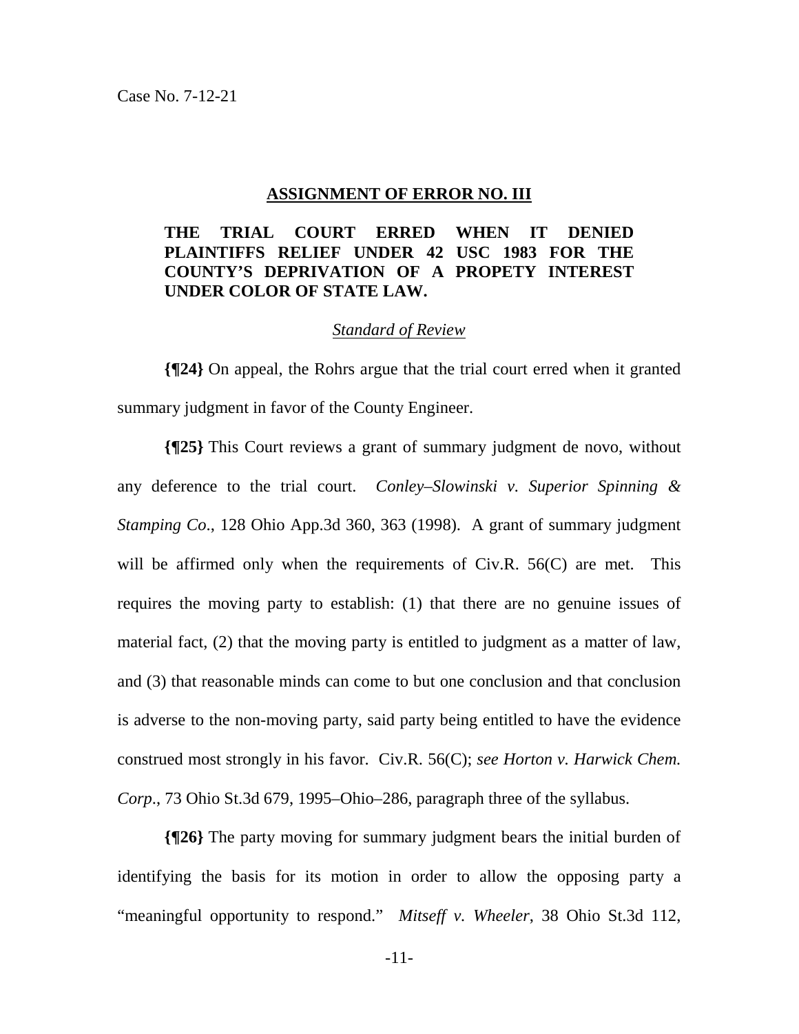**ASSIGNMENT OF ERROR NO. III**

**THE TRIAL COURT ERRED WHEN IT DENIED PLAINTIFFS RELIEF UNDER 42 USC 1983 FOR THE COUNTY'S DEPRIVATION OF A PROPETY INTEREST UNDER COLOR OF STATE LAW.**

*Standard of Review*

**{¶24}** On appeal, the Rohrs argue that the trial court erred when it granted summary judgment in favor of the County Engineer.

**{¶25}** This Court reviews a grant of summary judgment de novo, without any deference to the trial court. *Conley–Slowinski v. Superior Spinning & Stamping Co*., 128 Ohio App.3d 360, 363 (1998). A grant of summary judgment will be affirmed only when the requirements of Civ.R. 56(C) are met. This requires the moving party to establish: (1) that there are no genuine issues of material fact, (2) that the moving party is entitled to judgment as a matter of law, and (3) that reasonable minds can come to but one conclusion and that conclusion is adverse to the non-moving party, said party being entitled to have the evidence construed most strongly in his favor. Civ.R. 56(C); *see Horton v. Harwick Chem. Corp*., 73 Ohio St.3d 679, 1995–Ohio–286, paragraph three of the syllabus.

**{¶26}** The party moving for summary judgment bears the initial burden of identifying the basis for its motion in order to allow the opposing party a "meaningful opportunity to respond." *Mitseff v. Wheeler*, 38 Ohio St.3d 112,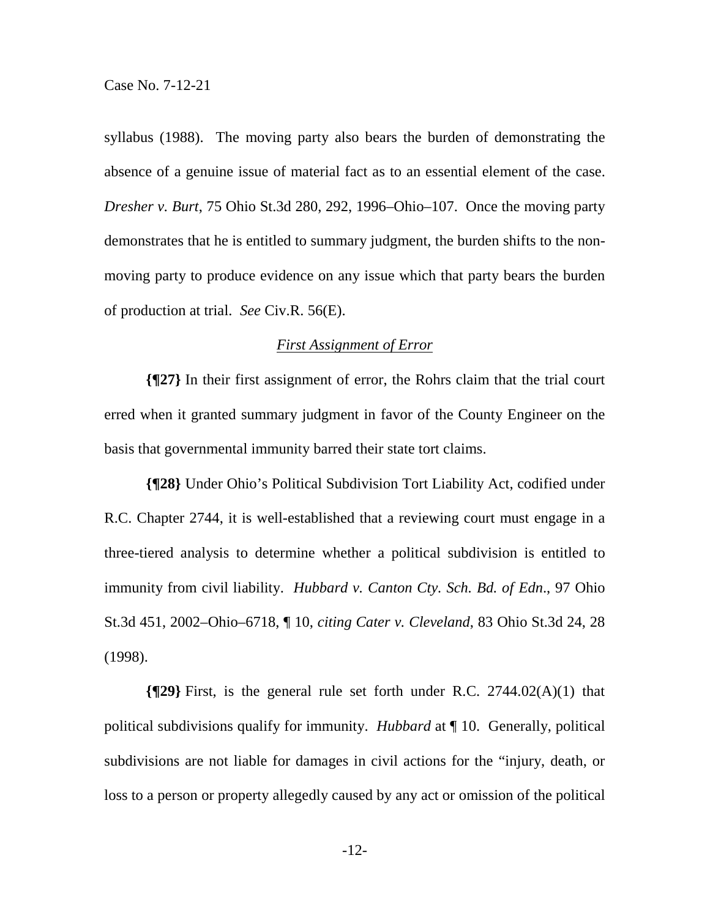syllabus (1988). The moving party also bears the burden of demonstrating the absence of a genuine issue of material fact as to an essential element of the case. *Dresher v. Burt*, 75 Ohio St.3d 280, 292, 1996–Ohio–107. Once the moving party demonstrates that he is entitled to summary judgment, the burden shifts to the non-moving party to produce evidence on any issue which that party bears the burden of production at trial. *See* Civ.R. 56(E).

*First Assignment of Error*

**{¶27}** In their first assignment of error, the Rohrs claim that the trial court erred when it granted summary judgment in favor of the County Engineer on the basis that governmental immunity barred their state tort claims.

**{¶28}** Under Ohio's Political Subdivision Tort Liability Act, codified under R.C. Chapter 2744, it is well-established that a reviewing court must engage in a three-tiered analysis to determine whether a political subdivision is entitled to immunity from civil liability. *Hubbard v. Canton Cty. Sch. Bd. of Edn*., 97 Ohio St.3d 451, 2002–Ohio–6718, ¶ 10, *citing Cater v. Cleveland*, 83 Ohio St.3d 24, 28 (1998).

**{¶29}** First, is the general rule set forth under R.C. 2744.02(A)(1) that political subdivisions qualify for immunity. *Hubbard* at ¶ 10. Generally, political subdivisions are not liable for damages in civil actions for the "injury, death, or loss to a person or property allegedly caused by any act or omission of the political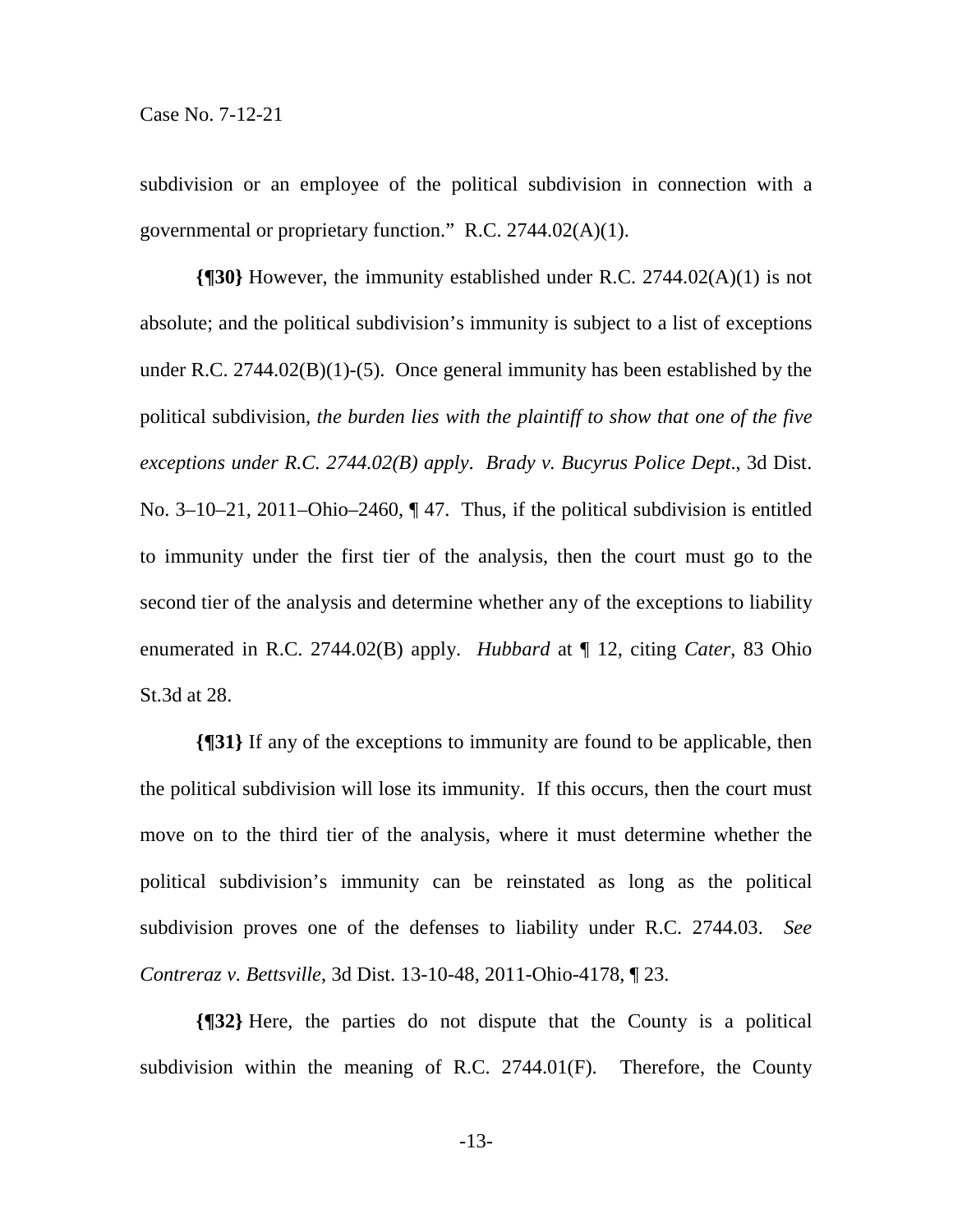subdivision or an employee of the political subdivision in connection with a governmental or proprietary function." R.C. 2744.02(A)(1).

**{¶30}** However, the immunity established under R.C. 2744.02(A)(1) is not absolute; and the political subdivision's immunity is subject to a list of exceptions under R.C. 2744.02(B)(1)-(5). Once general immunity has been established by the political subdivision, *the burden lies with the plaintiff to show that one of the five exceptions under R.C. 2744.02(B) apply*. *Brady v. Bucyrus Police Dept*., 3d Dist. No. 3–10–21, 2011–Ohio–2460, ¶ 47. Thus, if the political subdivision is entitled to immunity under the first tier of the analysis, then the court must go to the second tier of the analysis and determine whether any of the exceptions to liability enumerated in R.C. 2744.02(B) apply. *Hubbard* at ¶ 12, citing *Cater*, 83 Ohio St.3d at 28.

**{¶31}** If any of the exceptions to immunity are found to be applicable, then the political subdivision will lose its immunity. If this occurs, then the court must move on to the third tier of the analysis, where it must determine whether the political subdivision's immunity can be reinstated as long as the political subdivision proves one of the defenses to liability under R.C. 2744.03. *See Contreraz v. Bettsville*, 3d Dist. 13-10-48, 2011-Ohio-4178, ¶ 23.

**{¶32}** Here, the parties do not dispute that the County is a political subdivision within the meaning of R.C. 2744.01(F). Therefore, the County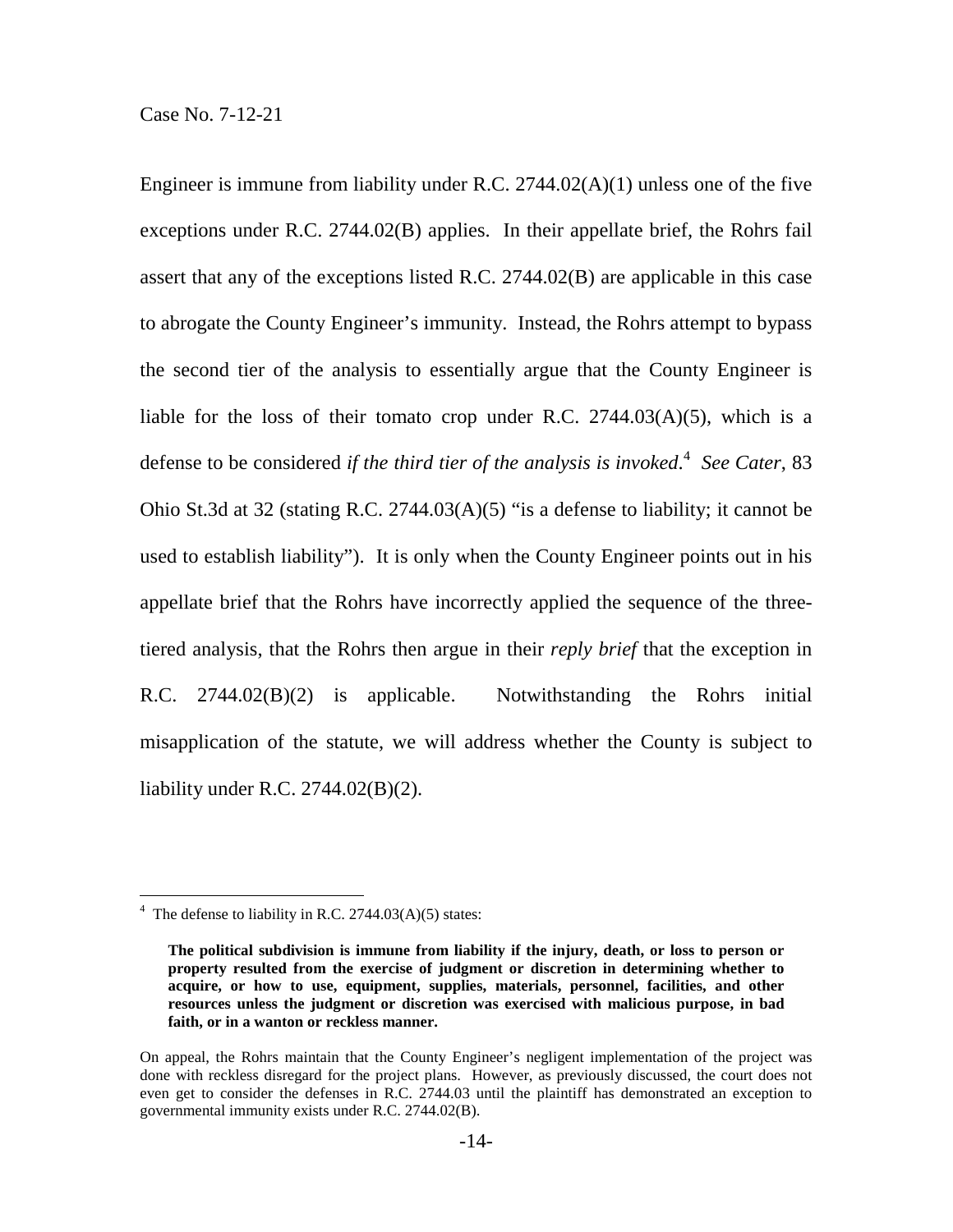Engineer is immune from liability under R.C. 2744.02(A)(1) unless one of the five exceptions under R.C. 2744.02(B) applies. In their appellate brief, the Rohrs fail assert that any of the exceptions listed R.C. 2744.02(B) are applicable in this case to abrogate the County Engineer's immunity. Instead, the Rohrs attempt to bypass the second tier of the analysis to essentially argue that the County Engineer is liable for the loss of their tomato crop under R.C. 2744.03(A)(5), which is a defense to be considered *if the third tier of the analysis is invoked*.[4] *See Cater*, 83 Ohio St.3d at 32 (stating R.C. 2744.03(A)(5) "is a defense to liability; it cannot be used to establish liability"). It is only when the County Engineer points out in his appellate brief that the Rohrs have incorrectly applied the sequence of the three-tiered analysis, that the Rohrs then argue in their *reply brief* that the exception in R.C. 2744.02(B)(2) is applicable. Notwithstanding the Rohrs initial misapplication of the statute, we will address whether the County is subject to liability under R.C. 2744.02(B)(2).

---

[4] The defense to liability in R.C. 2744.03(A)(5) states:

> **The political subdivision is immune from liability if the injury, death, or loss to person or property resulted from the exercise of judgment or discretion in determining whether to acquire, or how to use, equipment, supplies, materials, personnel, facilities, and other resources unless the judgment or discretion was exercised with malicious purpose, in bad faith, or in a wanton or reckless manner.**

On appeal, the Rohrs maintain that the County Engineer's negligent implementation of the project was done with reckless disregard for the project plans. However, as previously discussed, the court does not even get to consider the defenses in R.C. 2744.03 until the plaintiff has demonstrated an exception to governmental immunity exists under R.C. 2744.02(B).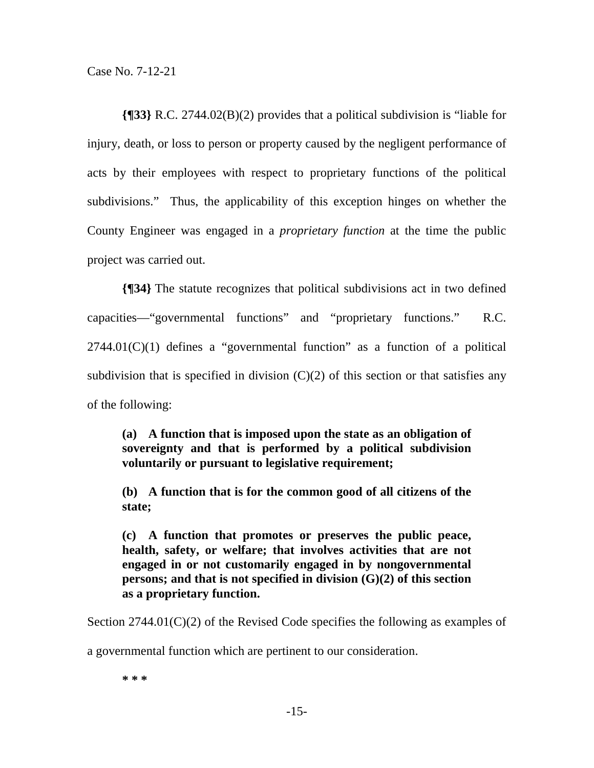**{¶33}** R.C. 2744.02(B)(2) provides that a political subdivision is "liable for injury, death, or loss to person or property caused by the negligent performance of acts by their employees with respect to proprietary functions of the political subdivisions." Thus, the applicability of this exception hinges on whether the County Engineer was engaged in a *proprietary function* at the time the public project was carried out.

**{¶34}** The statute recognizes that political subdivisions act in two defined capacities—"governmental functions" and "proprietary functions." R.C. 2744.01(C)(1) defines a "governmental function" as a function of a political subdivision that is specified in division (C)(2) of this section or that satisfies any of the following:

> **(a) A function that is imposed upon the state as an obligation of sovereignty and that is performed by a political subdivision voluntarily or pursuant to legislative requirement;**
>
> **(b) A function that is for the common good of all citizens of the state;**
>
> **(c) A function that promotes or preserves the public peace, health, safety, or welfare; that involves activities that are not engaged in or not customarily engaged in by nongovernmental persons; and that is not specified in division (G)(2) of this section as a proprietary function.**

Section 2744.01(C)(2) of the Revised Code specifies the following as examples of a governmental function which are pertinent to our consideration.

**\* \* \***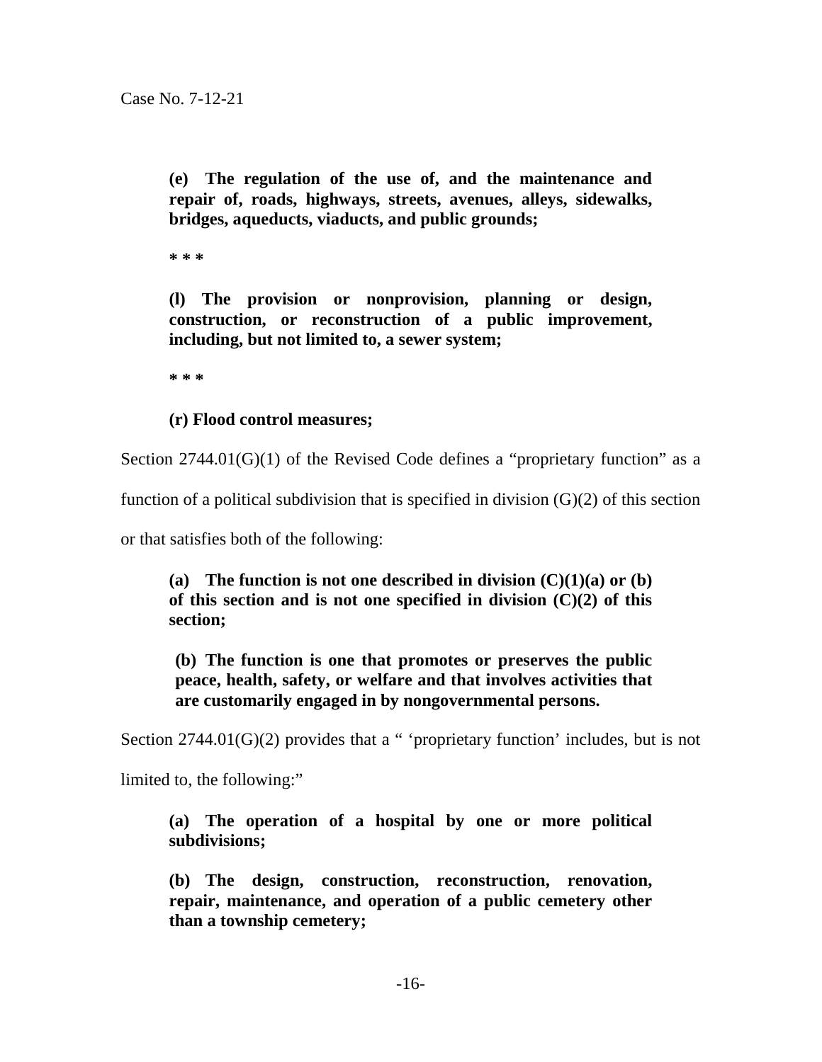**(e) The regulation of the use of, and the maintenance and repair of, roads, highways, streets, avenues, alleys, sidewalks, bridges, aqueducts, viaducts, and public grounds;**

**\* \* \***

**(l) The provision or nonprovision, planning or design, construction, or reconstruction of a public improvement, including, but not limited to, a sewer system;**

**\* \* \***

**(r) Flood control measures;**

Section 2744.01(G)(1) of the Revised Code defines a "proprietary function" as a function of a political subdivision that is specified in division (G)(2) of this section or that satisfies both of the following:

**(a) The function is not one described in division (C)(1)(a) or (b) of this section and is not one specified in division (C)(2) of this section;**

**(b) The function is one that promotes or preserves the public peace, health, safety, or welfare and that involves activities that are customarily engaged in by nongovernmental persons.**

Section 2744.01(G)(2) provides that a " 'proprietary function' includes, but is not limited to, the following:"

**(a) The operation of a hospital by one or more political subdivisions;**

**(b) The design, construction, reconstruction, renovation, repair, maintenance, and operation of a public cemetery other than a township cemetery;**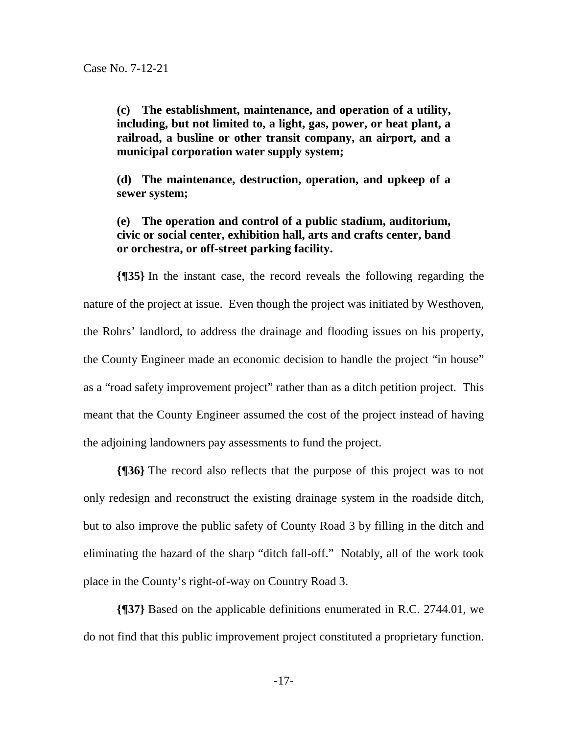**(c) The establishment, maintenance, and operation of a utility, including, but not limited to, a light, gas, power, or heat plant, a railroad, a busline or other transit company, an airport, and a municipal corporation water supply system;**

**(d) The maintenance, destruction, operation, and upkeep of a sewer system;**

**(e) The operation and control of a public stadium, auditorium, civic or social center, exhibition hall, arts and crafts center, band or orchestra, or off-street parking facility.**

**{¶35}** In the instant case, the record reveals the following regarding the nature of the project at issue. Even though the project was initiated by Westhoven, the Rohrs' landlord, to address the drainage and flooding issues on his property, the County Engineer made an economic decision to handle the project "in house" as a "road safety improvement project" rather than as a ditch petition project. This meant that the County Engineer assumed the cost of the project instead of having the adjoining landowners pay assessments to fund the project.

**{¶36}** The record also reflects that the purpose of this project was to not only redesign and reconstruct the existing drainage system in the roadside ditch, but to also improve the public safety of County Road 3 by filling in the ditch and eliminating the hazard of the sharp "ditch fall-off." Notably, all of the work took place in the County's right-of-way on Country Road 3.

**{¶37}** Based on the applicable definitions enumerated in R.C. 2744.01, we do not find that this public improvement project constituted a proprietary function.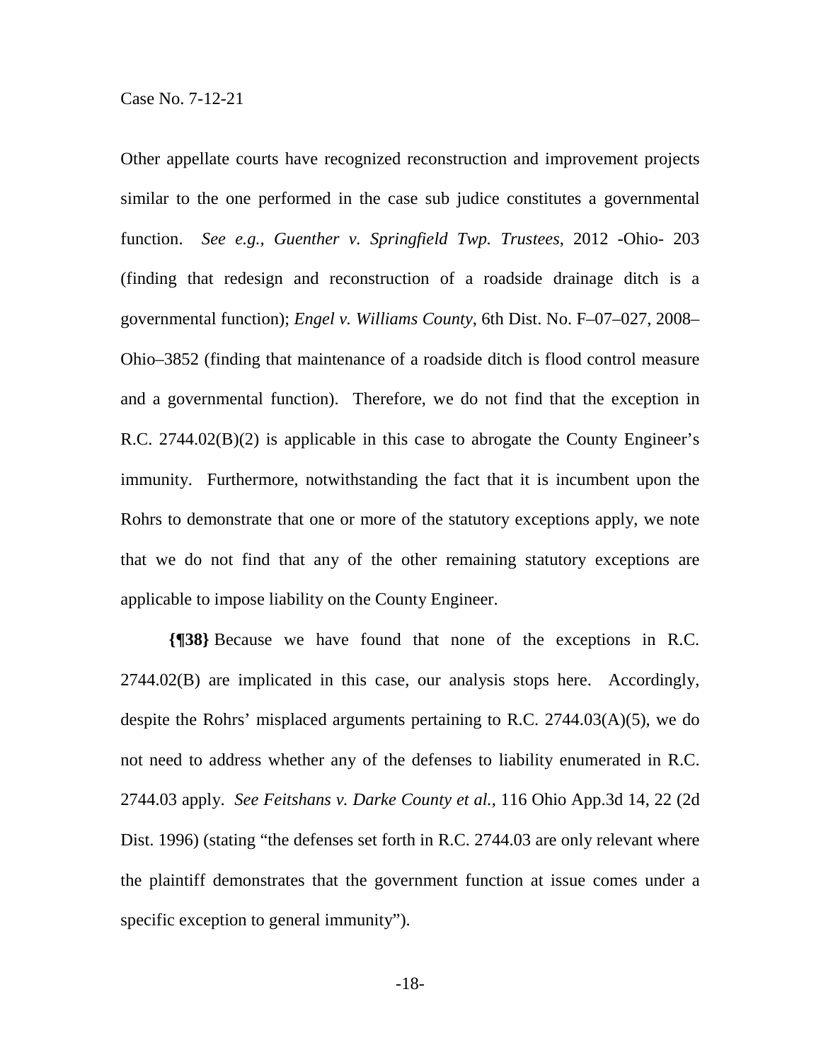Other appellate courts have recognized reconstruction and improvement projects similar to the one performed in the case sub judice constitutes a governmental function. *See e.g., Guenther v. Springfield Twp. Trustees*, 2012 -Ohio- 203 (finding that redesign and reconstruction of a roadside drainage ditch is a governmental function); *Engel v. Williams County*, 6th Dist. No. F–07–027, 2008–Ohio–3852 (finding that maintenance of a roadside ditch is flood control measure and a governmental function). Therefore, we do not find that the exception in R.C. 2744.02(B)(2) is applicable in this case to abrogate the County Engineer's immunity. Furthermore, notwithstanding the fact that it is incumbent upon the Rohrs to demonstrate that one or more of the statutory exceptions apply, we note that we do not find that any of the other remaining statutory exceptions are applicable to impose liability on the County Engineer.

**{¶38}** Because we have found that none of the exceptions in R.C. 2744.02(B) are implicated in this case, our analysis stops here. Accordingly, despite the Rohrs' misplaced arguments pertaining to R.C. 2744.03(A)(5), we do not need to address whether any of the defenses to liability enumerated in R.C. 2744.03 apply. *See Feitshans v. Darke County et al.*, 116 Ohio App.3d 14, 22 (2d Dist. 1996) (stating "the defenses set forth in R.C. 2744.03 are only relevant where the plaintiff demonstrates that the government function at issue comes under a specific exception to general immunity").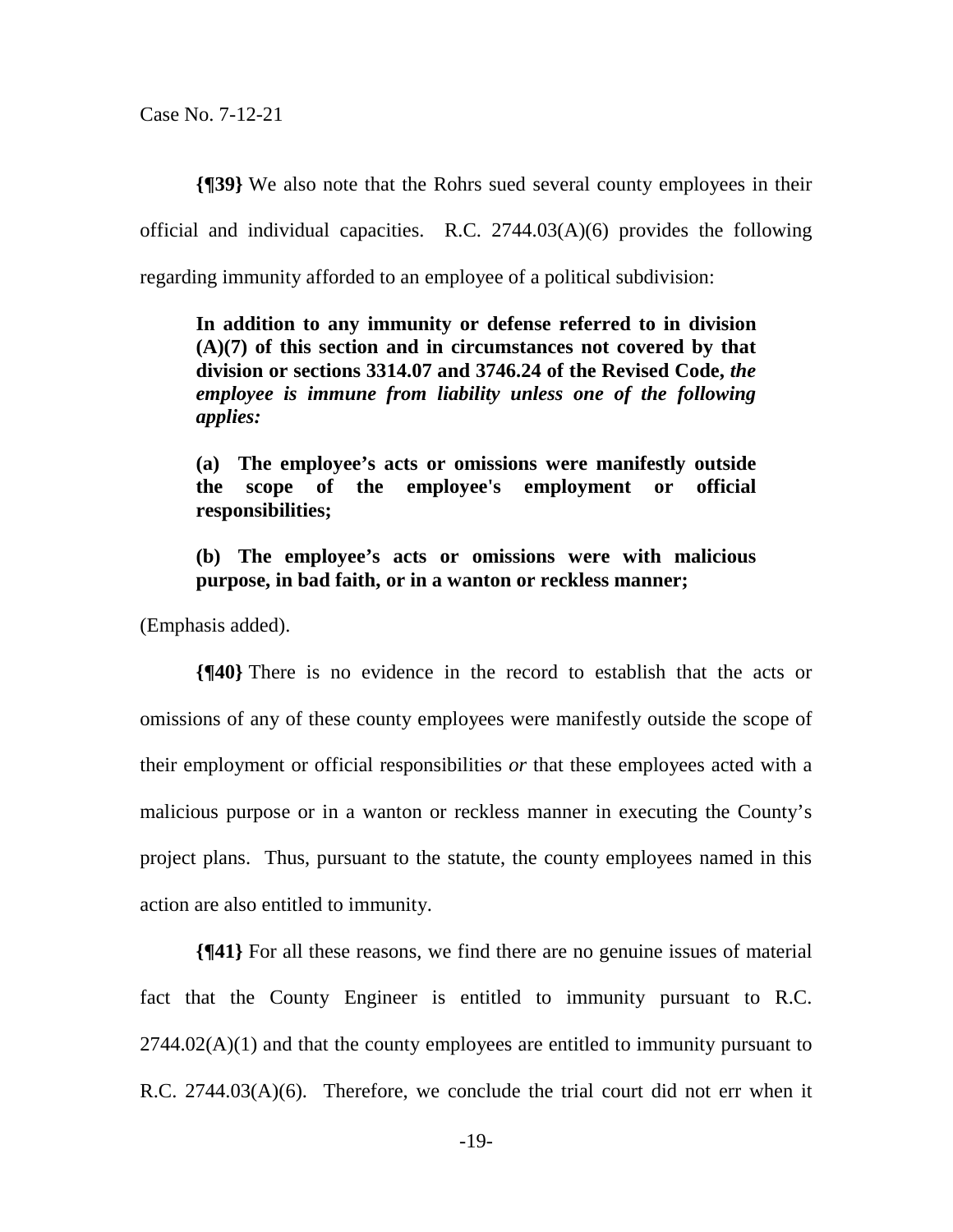**{¶39}** We also note that the Rohrs sued several county employees in their official and individual capacities. R.C. 2744.03(A)(6) provides the following regarding immunity afforded to an employee of a political subdivision:

> **In addition to any immunity or defense referred to in division (A)(7) of this section and in circumstances not covered by that division or sections 3314.07 and 3746.24 of the Revised Code,** ***the employee is immune from liability unless one of the following applies:***
>
> **(a) The employee's acts or omissions were manifestly outside the scope of the employee's employment or official responsibilities;**
>
> **(b) The employee's acts or omissions were with malicious purpose, in bad faith, or in a wanton or reckless manner;**

(Emphasis added).

**{¶40}** There is no evidence in the record to establish that the acts or omissions of any of these county employees were manifestly outside the scope of their employment or official responsibilities *or* that these employees acted with a malicious purpose or in a wanton or reckless manner in executing the County's project plans. Thus, pursuant to the statute, the county employees named in this action are also entitled to immunity.

**{¶41}** For all these reasons, we find there are no genuine issues of material fact that the County Engineer is entitled to immunity pursuant to R.C. 2744.02(A)(1) and that the county employees are entitled to immunity pursuant to R.C. 2744.03(A)(6). Therefore, we conclude the trial court did not err when it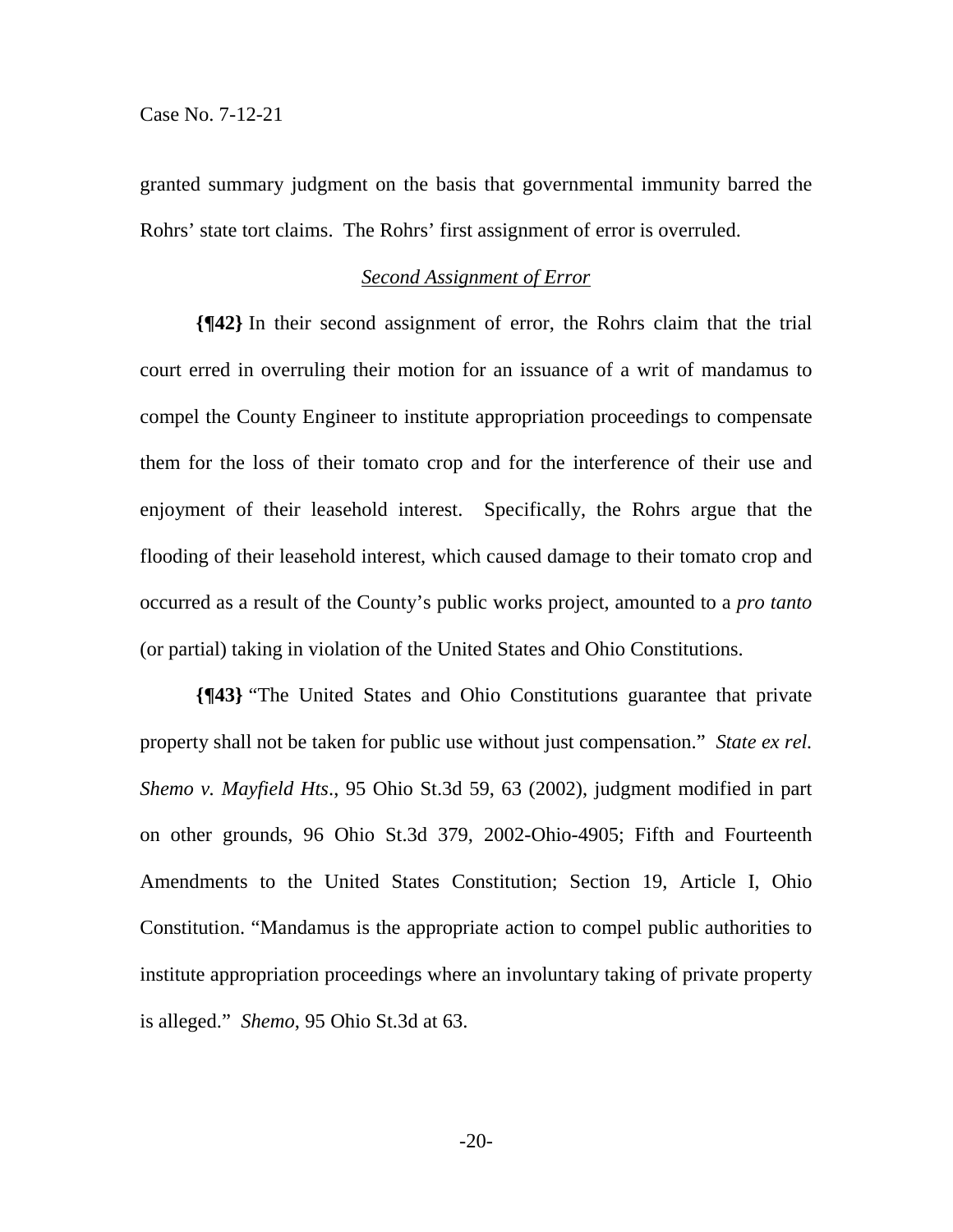granted summary judgment on the basis that governmental immunity barred the Rohrs' state tort claims. The Rohrs' first assignment of error is overruled.

### *Second Assignment of Error*

**{¶42}** In their second assignment of error, the Rohrs claim that the trial court erred in overruling their motion for an issuance of a writ of mandamus to compel the County Engineer to institute appropriation proceedings to compensate them for the loss of their tomato crop and for the interference of their use and enjoyment of their leasehold interest. Specifically, the Rohrs argue that the flooding of their leasehold interest, which caused damage to their tomato crop and occurred as a result of the County's public works project, amounted to a *pro tanto* (or partial) taking in violation of the United States and Ohio Constitutions.

**{¶43}** "The United States and Ohio Constitutions guarantee that private property shall not be taken for public use without just compensation." *State ex rel. Shemo v. Mayfield Hts*., 95 Ohio St.3d 59, 63 (2002), judgment modified in part on other grounds, 96 Ohio St.3d 379, 2002-Ohio-4905; Fifth and Fourteenth Amendments to the United States Constitution; Section 19, Article I, Ohio Constitution. "Mandamus is the appropriate action to compel public authorities to institute appropriation proceedings where an involuntary taking of private property is alleged." *Shemo*, 95 Ohio St.3d at 63.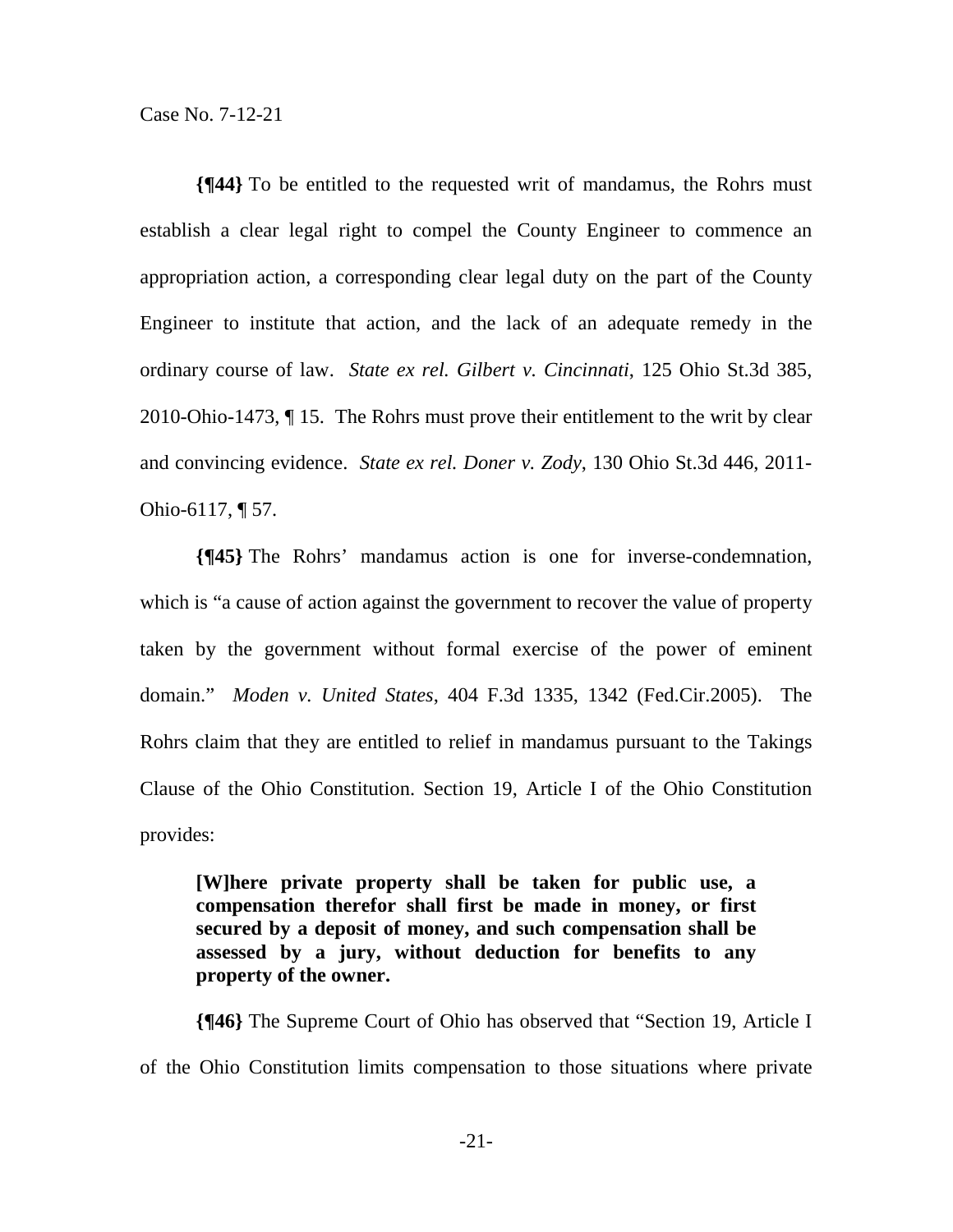**{¶44}** To be entitled to the requested writ of mandamus, the Rohrs must establish a clear legal right to compel the County Engineer to commence an appropriation action, a corresponding clear legal duty on the part of the County Engineer to institute that action, and the lack of an adequate remedy in the ordinary course of law. *State ex rel. Gilbert v. Cincinnati*, 125 Ohio St.3d 385, 2010-Ohio-1473, ¶ 15. The Rohrs must prove their entitlement to the writ by clear and convincing evidence. *State ex rel. Doner v. Zody*, 130 Ohio St.3d 446, 2011-Ohio-6117, ¶ 57.

**{¶45}** The Rohrs' mandamus action is one for inverse-condemnation, which is "a cause of action against the government to recover the value of property taken by the government without formal exercise of the power of eminent domain." *Moden v. United States*, 404 F.3d 1335, 1342 (Fed.Cir.2005). The Rohrs claim that they are entitled to relief in mandamus pursuant to the Takings Clause of the Ohio Constitution. Section 19, Article I of the Ohio Constitution provides:

> **[W]here private property shall be taken for public use, a compensation therefor shall first be made in money, or first secured by a deposit of money, and such compensation shall be assessed by a jury, without deduction for benefits to any property of the owner.**

**{¶46}** The Supreme Court of Ohio has observed that "Section 19, Article I of the Ohio Constitution limits compensation to those situations where private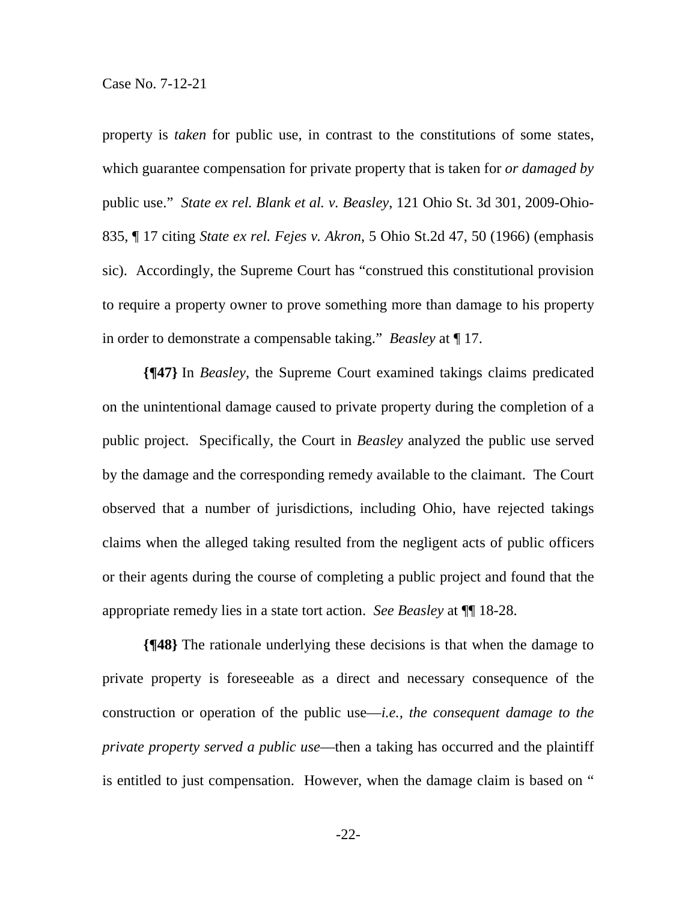property is *taken* for public use, in contrast to the constitutions of some states, which guarantee compensation for private property that is taken for *or damaged by* public use." *State ex rel. Blank et al. v. Beasley*, 121 Ohio St. 3d 301, 2009-Ohio-835, ¶ 17 citing *State ex rel. Fejes v. Akron*, 5 Ohio St.2d 47, 50 (1966) (emphasis sic). Accordingly, the Supreme Court has "construed this constitutional provision to require a property owner to prove something more than damage to his property in order to demonstrate a compensable taking." *Beasley* at ¶ 17.

**{¶47}** In *Beasley*, the Supreme Court examined takings claims predicated on the unintentional damage caused to private property during the completion of a public project. Specifically, the Court in *Beasley* analyzed the public use served by the damage and the corresponding remedy available to the claimant. The Court observed that a number of jurisdictions, including Ohio, have rejected takings claims when the alleged taking resulted from the negligent acts of public officers or their agents during the course of completing a public project and found that the appropriate remedy lies in a state tort action. *See Beasley* at ¶¶ 18-28.

**{¶48}** The rationale underlying these decisions is that when the damage to private property is foreseeable as a direct and necessary consequence of the construction or operation of the public use—*i.e., the consequent damage to the private property served a public use*—then a taking has occurred and the plaintiff is entitled to just compensation. However, when the damage claim is based on "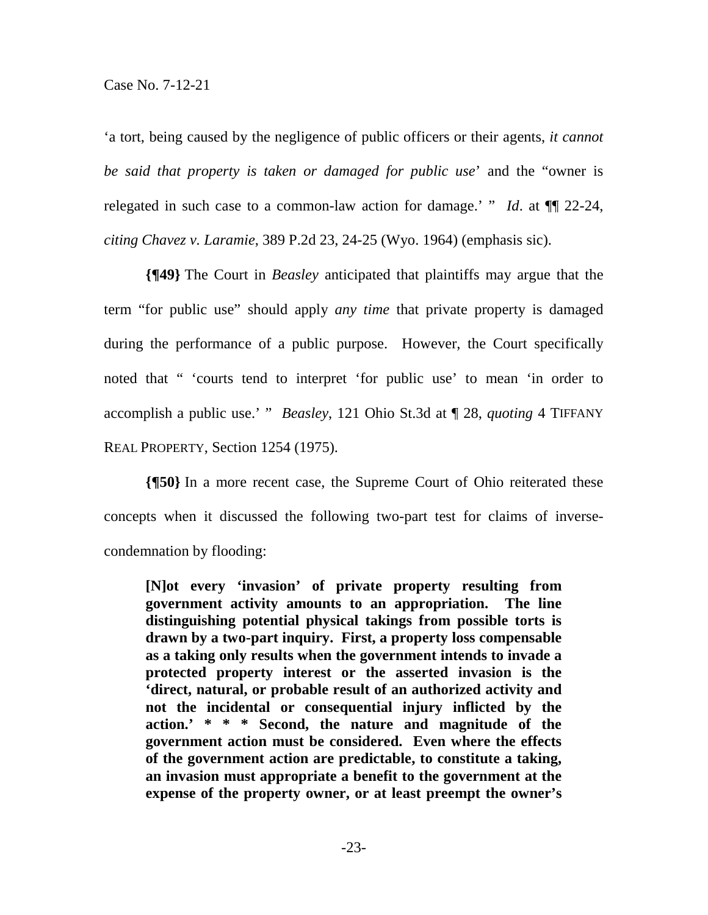'a tort, being caused by the negligence of public officers or their agents, *it cannot be said that property is taken or damaged for public use*' and the "owner is relegated in such case to a common-law action for damage.' " *Id*. at ¶¶ 22-24, *citing Chavez v. Laramie*, 389 P.2d 23, 24-25 (Wyo. 1964) (emphasis sic).

**{¶49}** The Court in *Beasley* anticipated that plaintiffs may argue that the term "for public use" should apply *any time* that private property is damaged during the performance of a public purpose. However, the Court specifically noted that " 'courts tend to interpret 'for public use' to mean 'in order to accomplish a public use.' " *Beasley*, 121 Ohio St.3d at ¶ 28, *quoting* 4 TIFFANY REAL PROPERTY, Section 1254 (1975).

**{¶50}** In a more recent case, the Supreme Court of Ohio reiterated these concepts when it discussed the following two-part test for claims of inverse-condemnation by flooding:

> **[N]ot every 'invasion' of private property resulting from government activity amounts to an appropriation. The line distinguishing potential physical takings from possible torts is drawn by a two-part inquiry. First, a property loss compensable as a taking only results when the government intends to invade a protected property interest or the asserted invasion is the 'direct, natural, or probable result of an authorized activity and not the incidental or consequential injury inflicted by the action.' * * * Second, the nature and magnitude of the government action must be considered. Even where the effects of the government action are predictable, to constitute a taking, an invasion must appropriate a benefit to the government at the expense of the property owner, or at least preempt the owner's**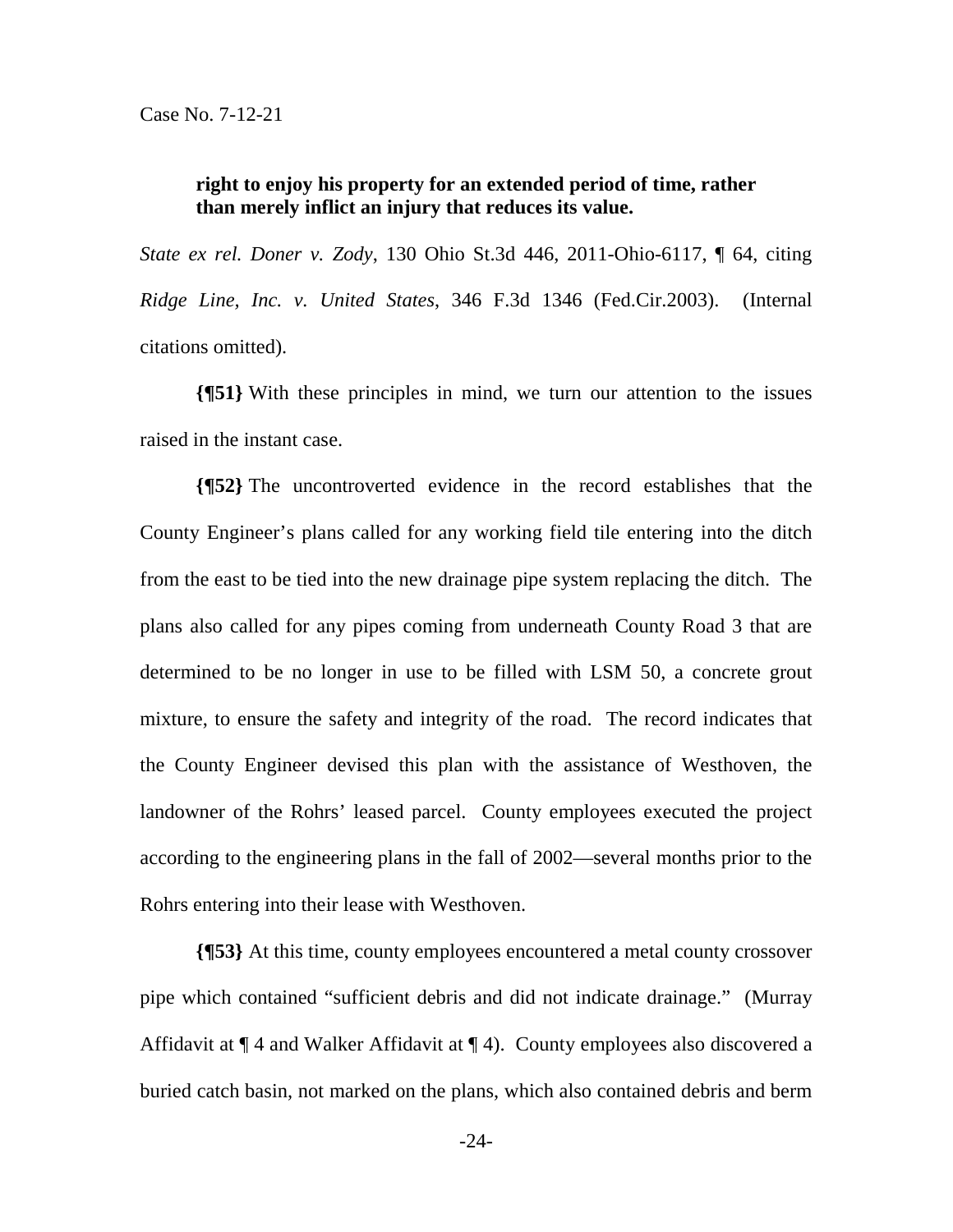**right to enjoy his property for an extended period of time, rather than merely inflict an injury that reduces its value.**

*State ex rel. Doner v. Zody*, 130 Ohio St.3d 446, 2011-Ohio-6117, ¶ 64, citing *Ridge Line, Inc. v. United States*, 346 F.3d 1346 (Fed.Cir.2003). (Internal citations omitted).

**{¶51}** With these principles in mind, we turn our attention to the issues raised in the instant case.

**{¶52}** The uncontroverted evidence in the record establishes that the County Engineer's plans called for any working field tile entering into the ditch from the east to be tied into the new drainage pipe system replacing the ditch. The plans also called for any pipes coming from underneath County Road 3 that are determined to be no longer in use to be filled with LSM 50, a concrete grout mixture, to ensure the safety and integrity of the road. The record indicates that the County Engineer devised this plan with the assistance of Westhoven, the landowner of the Rohrs' leased parcel. County employees executed the project according to the engineering plans in the fall of 2002—several months prior to the Rohrs entering into their lease with Westhoven.

**{¶53}** At this time, county employees encountered a metal county crossover pipe which contained "sufficient debris and did not indicate drainage." (Murray Affidavit at ¶ 4 and Walker Affidavit at ¶ 4). County employees also discovered a buried catch basin, not marked on the plans, which also contained debris and berm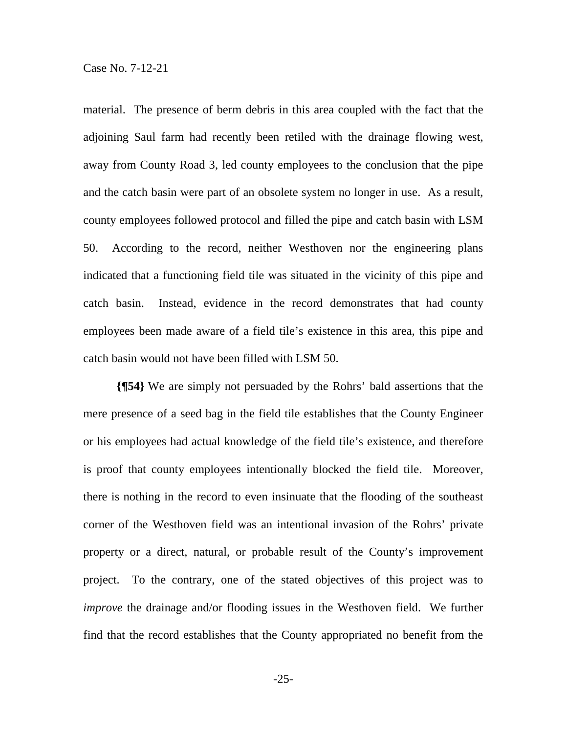material. The presence of berm debris in this area coupled with the fact that the adjoining Saul farm had recently been retiled with the drainage flowing west, away from County Road 3, led county employees to the conclusion that the pipe and the catch basin were part of an obsolete system no longer in use. As a result, county employees followed protocol and filled the pipe and catch basin with LSM 50. According to the record, neither Westhoven nor the engineering plans indicated that a functioning field tile was situated in the vicinity of this pipe and catch basin. Instead, evidence in the record demonstrates that had county employees been made aware of a field tile's existence in this area, this pipe and catch basin would not have been filled with LSM 50.

**{¶54}** We are simply not persuaded by the Rohrs' bald assertions that the mere presence of a seed bag in the field tile establishes that the County Engineer or his employees had actual knowledge of the field tile's existence, and therefore is proof that county employees intentionally blocked the field tile. Moreover, there is nothing in the record to even insinuate that the flooding of the southeast corner of the Westhoven field was an intentional invasion of the Rohrs' private property or a direct, natural, or probable result of the County's improvement project. To the contrary, one of the stated objectives of this project was to *improve* the drainage and/or flooding issues in the Westhoven field. We further find that the record establishes that the County appropriated no benefit from the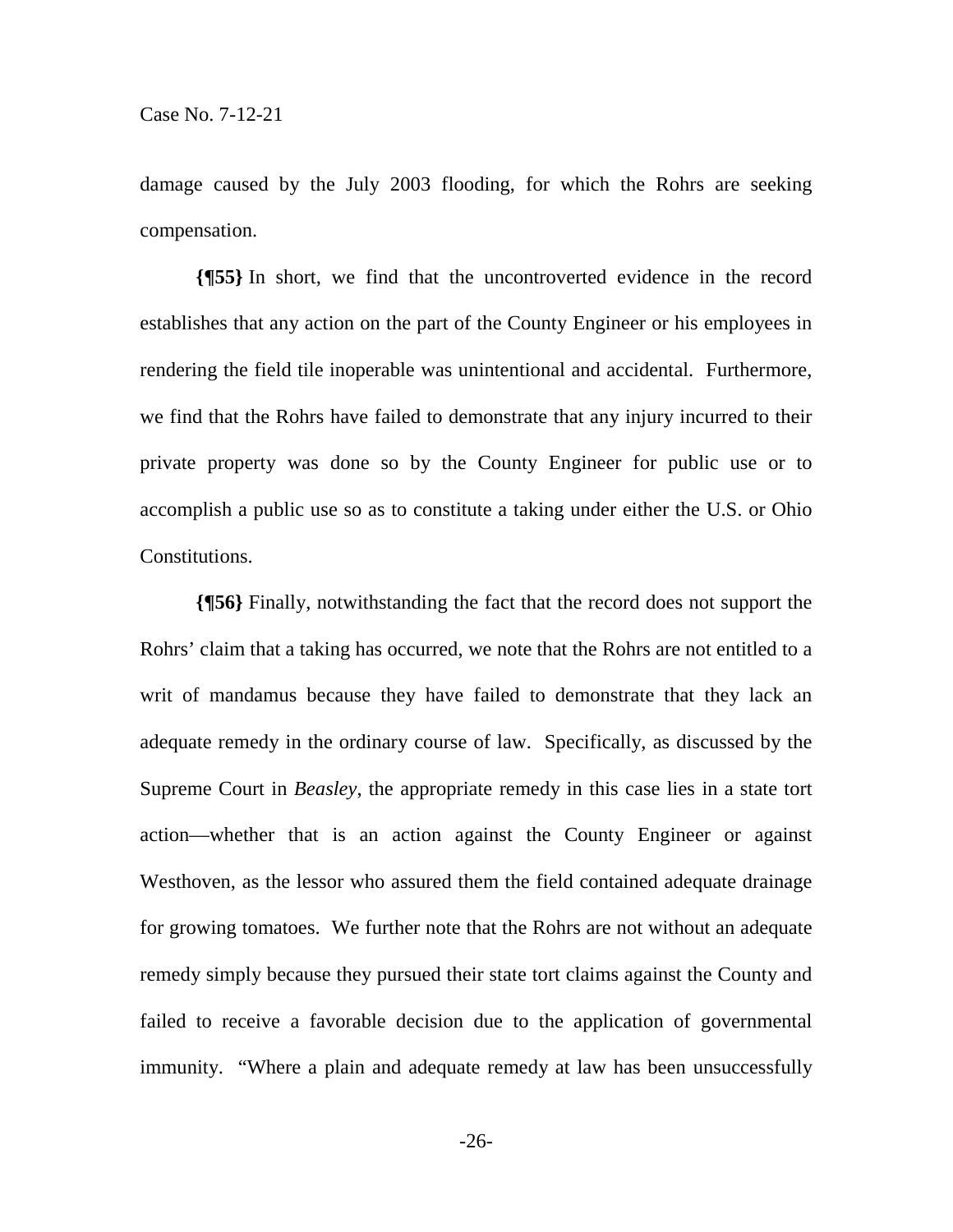damage caused by the July 2003 flooding, for which the Rohrs are seeking compensation.

**{¶55}** In short, we find that the uncontroverted evidence in the record establishes that any action on the part of the County Engineer or his employees in rendering the field tile inoperable was unintentional and accidental. Furthermore, we find that the Rohrs have failed to demonstrate that any injury incurred to their private property was done so by the County Engineer for public use or to accomplish a public use so as to constitute a taking under either the U.S. or Ohio Constitutions.

**{¶56}** Finally, notwithstanding the fact that the record does not support the Rohrs' claim that a taking has occurred, we note that the Rohrs are not entitled to a writ of mandamus because they have failed to demonstrate that they lack an adequate remedy in the ordinary course of law. Specifically, as discussed by the Supreme Court in *Beasley*, the appropriate remedy in this case lies in a state tort action—whether that is an action against the County Engineer or against Westhoven, as the lessor who assured them the field contained adequate drainage for growing tomatoes. We further note that the Rohrs are not without an adequate remedy simply because they pursued their state tort claims against the County and failed to receive a favorable decision due to the application of governmental immunity. "Where a plain and adequate remedy at law has been unsuccessfully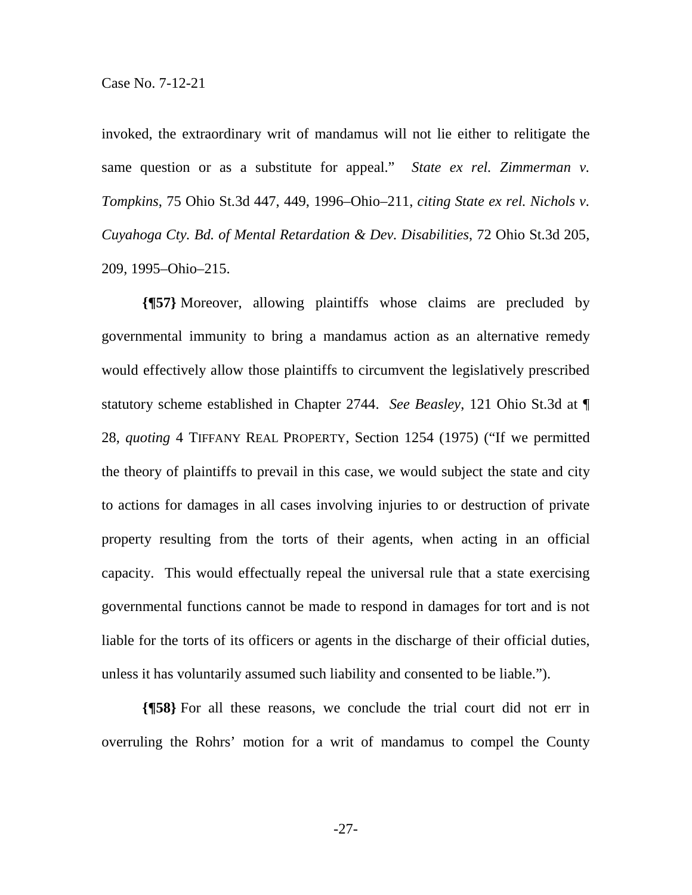invoked, the extraordinary writ of mandamus will not lie either to relitigate the same question or as a substitute for appeal." *State ex rel. Zimmerman v. Tompkins*, 75 Ohio St.3d 447, 449, 1996–Ohio–211, *citing State ex rel. Nichols v. Cuyahoga Cty. Bd. of Mental Retardation & Dev. Disabilities*, 72 Ohio St.3d 205, 209, 1995–Ohio–215.

**{¶57}** Moreover, allowing plaintiffs whose claims are precluded by governmental immunity to bring a mandamus action as an alternative remedy would effectively allow those plaintiffs to circumvent the legislatively prescribed statutory scheme established in Chapter 2744. *See Beasley*, 121 Ohio St.3d at ¶ 28, *quoting* 4 TIFFANY REAL PROPERTY, Section 1254 (1975) ("If we permitted the theory of plaintiffs to prevail in this case, we would subject the state and city to actions for damages in all cases involving injuries to or destruction of private property resulting from the torts of their agents, when acting in an official capacity. This would effectually repeal the universal rule that a state exercising governmental functions cannot be made to respond in damages for tort and is not liable for the torts of its officers or agents in the discharge of their official duties, unless it has voluntarily assumed such liability and consented to be liable.").

**{¶58}** For all these reasons, we conclude the trial court did not err in overruling the Rohrs' motion for a writ of mandamus to compel the County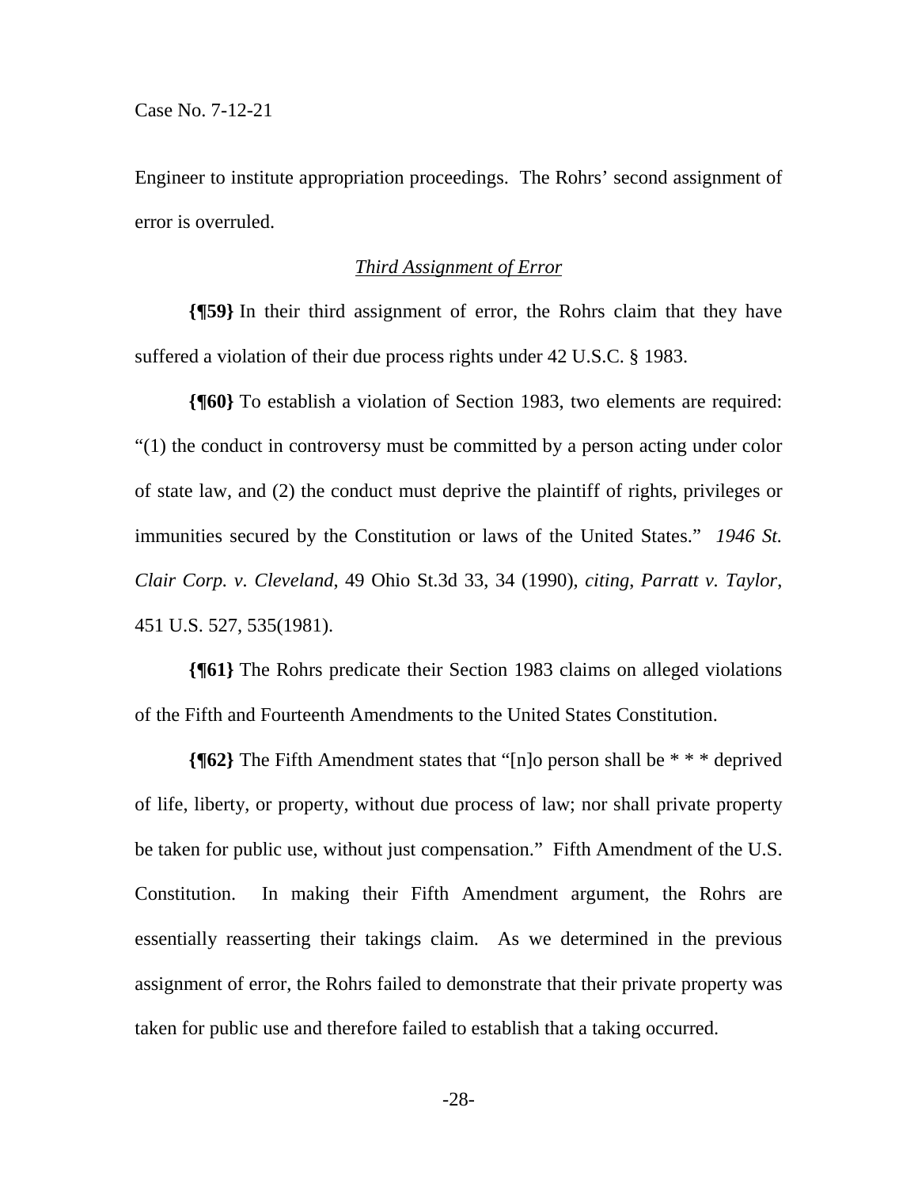Engineer to institute appropriation proceedings. The Rohrs' second assignment of error is overruled.

*Third Assignment of Error*

**{¶59}** In their third assignment of error, the Rohrs claim that they have suffered a violation of their due process rights under 42 U.S.C. § 1983.

**{¶60}** To establish a violation of Section 1983, two elements are required: "(1) the conduct in controversy must be committed by a person acting under color of state law, and (2) the conduct must deprive the plaintiff of rights, privileges or immunities secured by the Constitution or laws of the United States." *1946 St. Clair Corp. v. Cleveland*, 49 Ohio St.3d 33, 34 (1990), *citing*, *Parratt v. Taylor*, 451 U.S. 527, 535(1981).

**{¶61}** The Rohrs predicate their Section 1983 claims on alleged violations of the Fifth and Fourteenth Amendments to the United States Constitution.

**{¶62}** The Fifth Amendment states that "[n]o person shall be * * * deprived of life, liberty, or property, without due process of law; nor shall private property be taken for public use, without just compensation." Fifth Amendment of the U.S. Constitution. In making their Fifth Amendment argument, the Rohrs are essentially reasserting their takings claim. As we determined in the previous assignment of error, the Rohrs failed to demonstrate that their private property was taken for public use and therefore failed to establish that a taking occurred.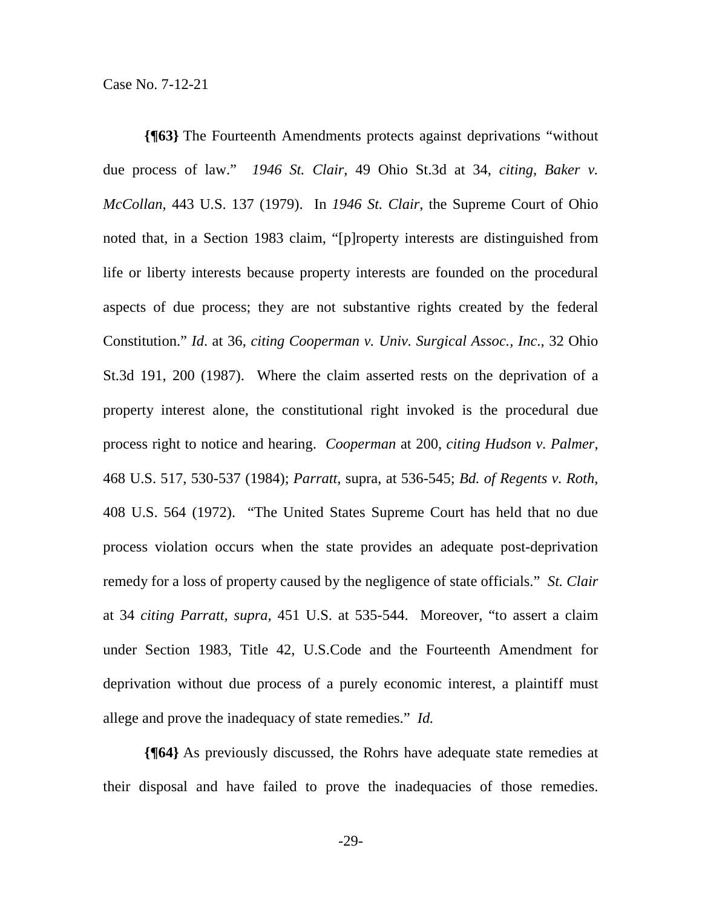**{¶63}** The Fourteenth Amendments protects against deprivations "without due process of law." *1946 St. Clair*, 49 Ohio St.3d at 34, *citing*, *Baker v. McCollan*, 443 U.S. 137 (1979). In *1946 St. Clair*, the Supreme Court of Ohio noted that, in a Section 1983 claim, "[p]roperty interests are distinguished from life or liberty interests because property interests are founded on the procedural aspects of due process; they are not substantive rights created by the federal Constitution." *Id.* at 36, *citing Cooperman v. Univ. Surgical Assoc., Inc.*, 32 Ohio St.3d 191, 200 (1987). Where the claim asserted rests on the deprivation of a property interest alone, the constitutional right invoked is the procedural due process right to notice and hearing. *Cooperman* at 200, *citing Hudson v. Palmer*, 468 U.S. 517, 530-537 (1984); *Parratt*, supra, at 536-545; *Bd. of Regents v. Roth*, 408 U.S. 564 (1972). "The United States Supreme Court has held that no due process violation occurs when the state provides an adequate post-deprivation remedy for a loss of property caused by the negligence of state officials." *St. Clair* at 34 *citing Parratt, supra*, 451 U.S. at 535-544. Moreover, "to assert a claim under Section 1983, Title 42, U.S.Code and the Fourteenth Amendment for deprivation without due process of a purely economic interest, a plaintiff must allege and prove the inadequacy of state remedies." *Id.*

**{¶64}** As previously discussed, the Rohrs have adequate state remedies at their disposal and have failed to prove the inadequacies of those remedies.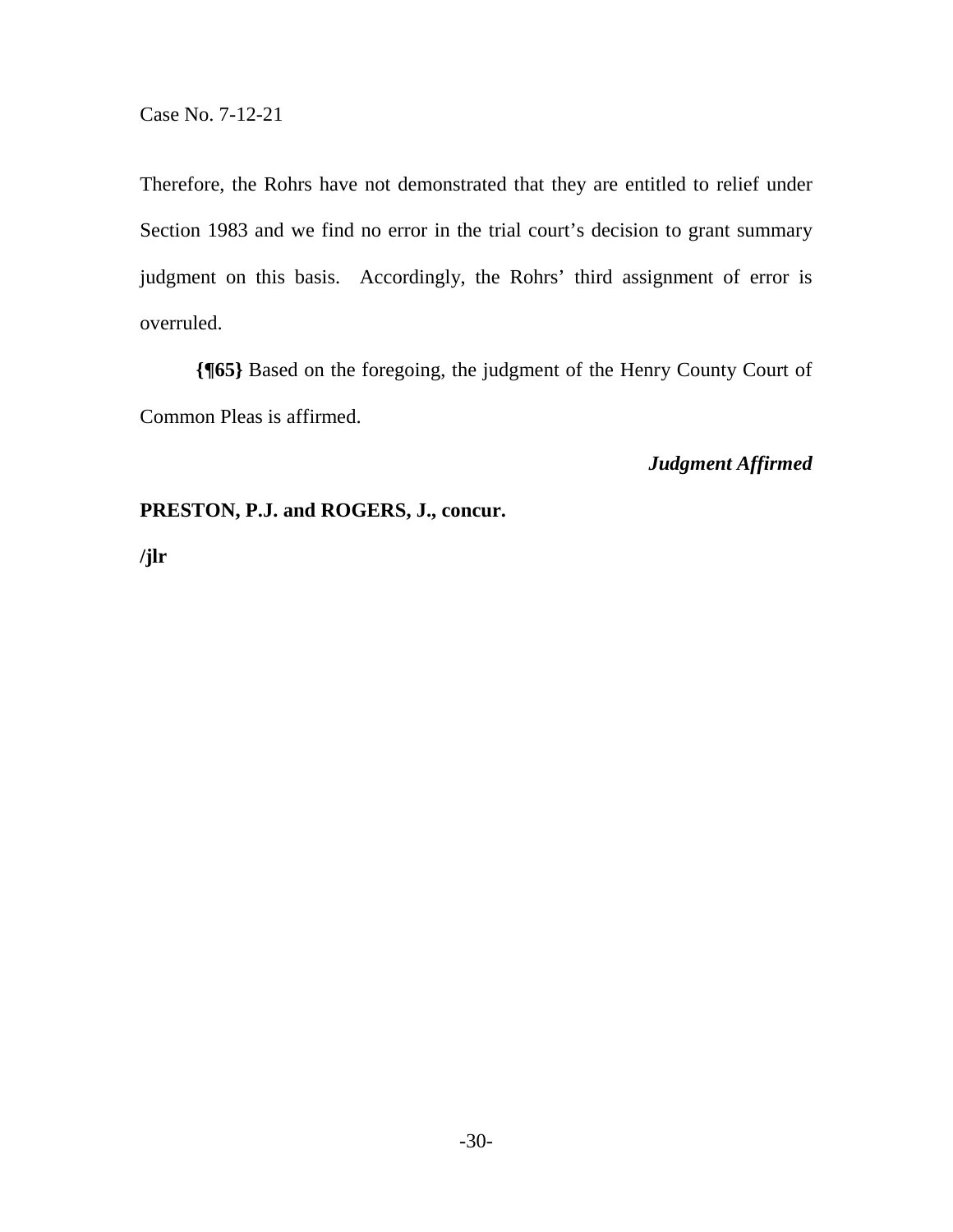Therefore, the Rohrs have not demonstrated that they are entitled to relief under Section 1983 and we find no error in the trial court's decision to grant summary judgment on this basis. Accordingly, the Rohrs' third assignment of error is overruled.

**{¶65}** Based on the foregoing, the judgment of the Henry County Court of Common Pleas is affirmed.

***Judgment Affirmed***

**PRESTON, P.J. and ROGERS, J., concur.**

**/jlr**